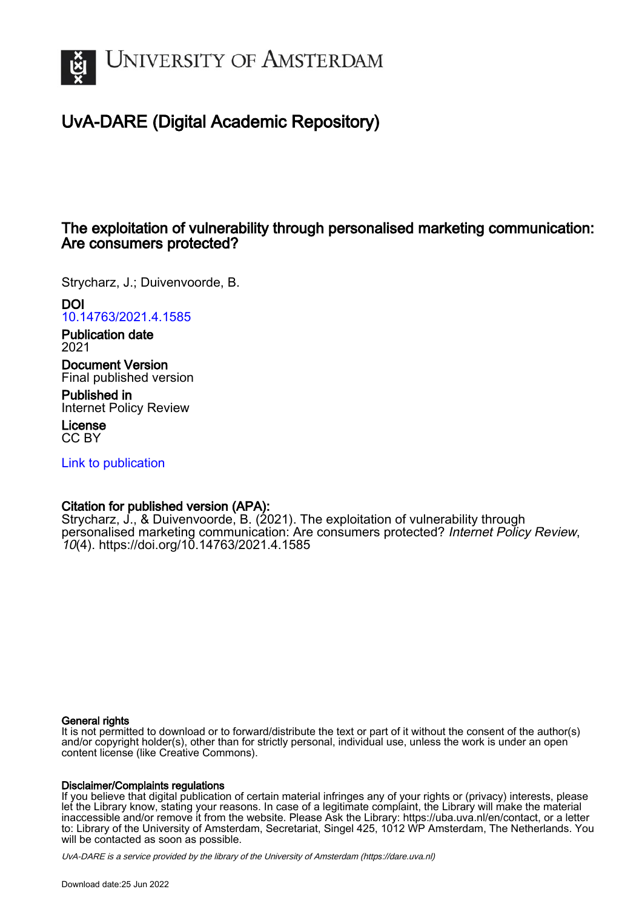# UvA-DARE (Digital Academic Repository)

## The exploitation of vulnerability through personalised marketing communication: Are consumers protected?

Strycharz, J.; Duivenvoorde, B.

**DOI**
10.14763/2021.4.1585

**Publication date**
2021

**Document Version**
Final published version

**Published in**
Internet Policy Review

**License**
CC BY

Link to publication

**Citation for published version (APA):**
Strycharz, J., & Duivenvoorde, B. (2021). The exploitation of vulnerability through personalised marketing communication: Are consumers protected? *Internet Policy Review*, *10*(4). https://doi.org/10.14763/2021.4.1585

**General rights**
It is not permitted to download or to forward/distribute the text or part of it without the consent of the author(s) and/or copyright holder(s), other than for strictly personal, individual use, unless the work is under an open content license (like Creative Commons).

**Disclaimer/Complaints regulations**
If you believe that digital publication of certain material infringes any of your rights or (privacy) interests, please let the Library know, stating your reasons. In case of a legitimate complaint, the Library will make the material inaccessible and/or remove it from the website. Please Ask the Library: https://uba.uva.nl/en/contact, or a letter to: Library of the University of Amsterdam, Secretariat, Singel 425, 1012 WP Amsterdam, The Netherlands. You will be contacted as soon as possible.

*UvA-DARE is a service provided by the library of the University of Amsterdam (https://dare.uva.nl)*

Download date:25 Jun 2022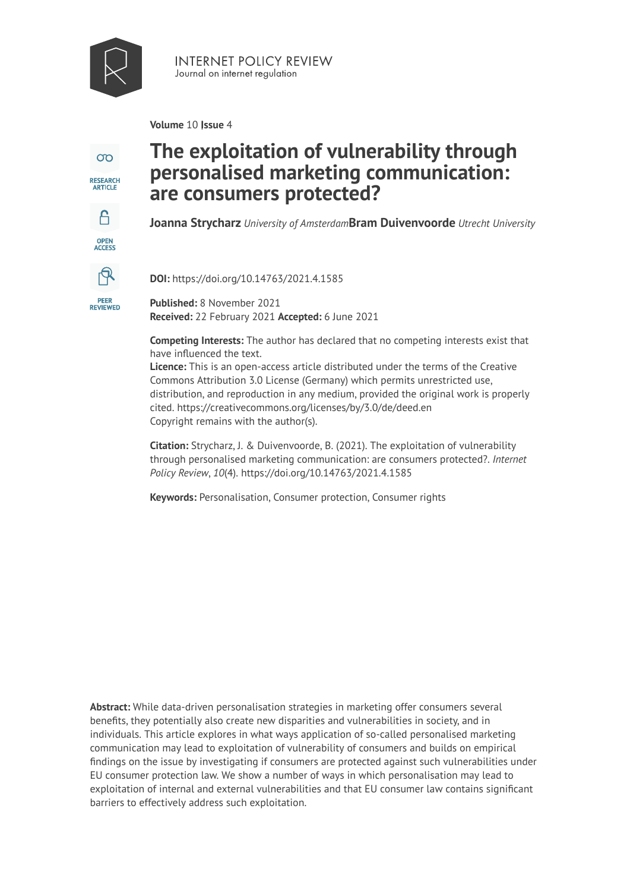**Volume** 10 **Issue** 4

RESEARCH ARTICLE

OPEN ACCESS

PEER REVIEWED

# The exploitation of vulnerability through personalised marketing communication: are consumers protected?

**Joanna Strycharz** *University of Amsterdam* **Bram Duivenvoorde** *Utrecht University*

**DOI:** https://doi.org/10.14763/2021.4.1585

**Published:** 8 November 2021
**Received:** 22 February 2021 **Accepted:** 6 June 2021

**Competing Interests:** The author has declared that no competing interests exist that have influenced the text.
**Licence:** This is an open-access article distributed under the terms of the Creative Commons Attribution 3.0 License (Germany) which permits unrestricted use, distribution, and reproduction in any medium, provided the original work is properly cited. https://creativecommons.org/licenses/by/3.0/de/deed.en
Copyright remains with the author(s).

**Citation:** Strycharz, J. & Duivenvoorde, B. (2021). The exploitation of vulnerability through personalised marketing communication: are consumers protected?. *Internet Policy Review*, *10*(4). https://doi.org/10.14763/2021.4.1585

**Keywords:** Personalisation, Consumer protection, Consumer rights

**Abstract:** While data-driven personalisation strategies in marketing offer consumers several benefits, they potentially also create new disparities and vulnerabilities in society, and in individuals. This article explores in what ways application of so-called personalised marketing communication may lead to exploitation of vulnerability of consumers and builds on empirical findings on the issue by investigating if consumers are protected against such vulnerabilities under EU consumer protection law. We show a number of ways in which personalisation may lead to exploitation of internal and external vulnerabilities and that EU consumer law contains significant barriers to effectively address such exploitation.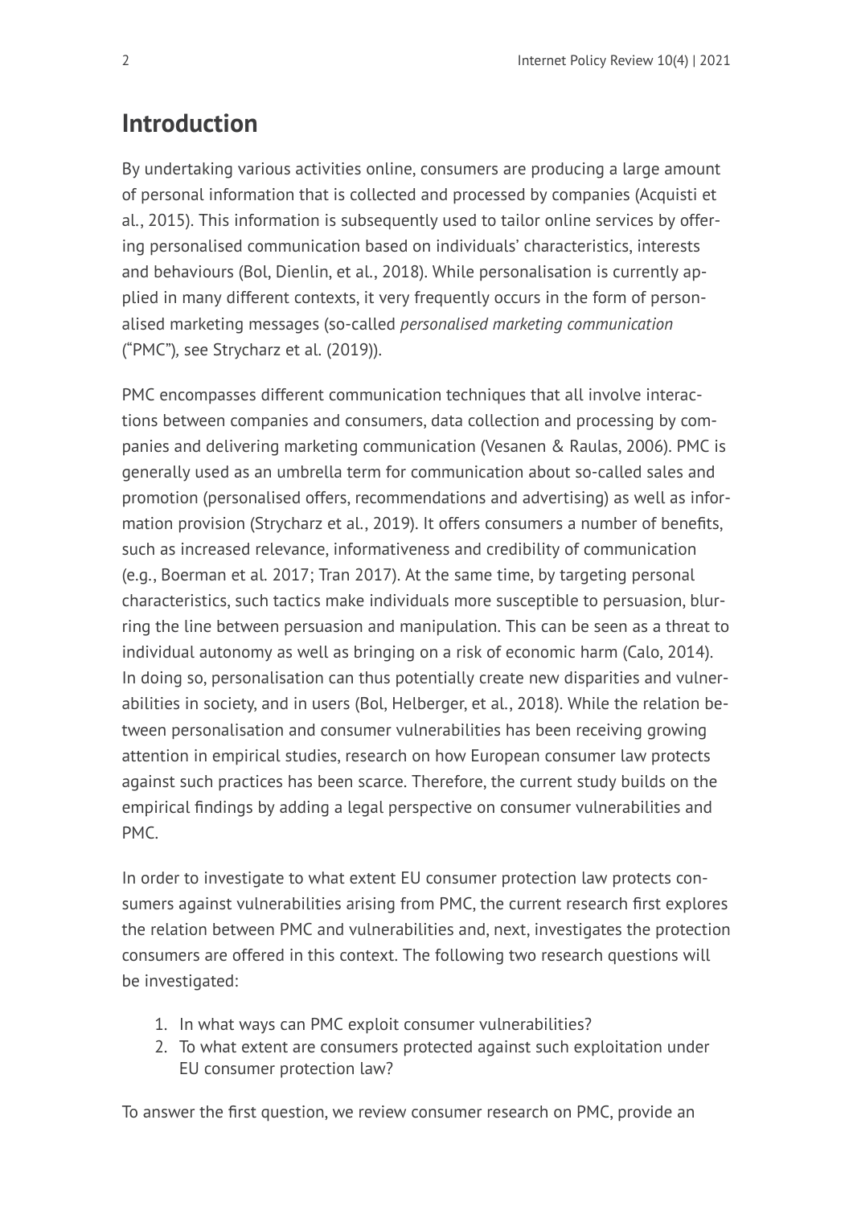## Introduction

By undertaking various activities online, consumers are producing a large amount of personal information that is collected and processed by companies (Acquisti et al., 2015). This information is subsequently used to tailor online services by offering personalised communication based on individuals' characteristics, interests and behaviours (Bol, Dienlin, et al., 2018). While personalisation is currently applied in many different contexts, it very frequently occurs in the form of personalised marketing messages (so-called *personalised marketing communication* ("PMC"), see Strycharz et al. (2019)).

PMC encompasses different communication techniques that all involve interactions between companies and consumers, data collection and processing by companies and delivering marketing communication (Vesanen & Raulas, 2006). PMC is generally used as an umbrella term for communication about so-called sales and promotion (personalised offers, recommendations and advertising) as well as information provision (Strycharz et al., 2019). It offers consumers a number of benefits, such as increased relevance, informativeness and credibility of communication (e.g., Boerman et al. 2017; Tran 2017). At the same time, by targeting personal characteristics, such tactics make individuals more susceptible to persuasion, blurring the line between persuasion and manipulation. This can be seen as a threat to individual autonomy as well as bringing on a risk of economic harm (Calo, 2014). In doing so, personalisation can thus potentially create new disparities and vulnerabilities in society, and in users (Bol, Helberger, et al., 2018). While the relation between personalisation and consumer vulnerabilities has been receiving growing attention in empirical studies, research on how European consumer law protects against such practices has been scarce. Therefore, the current study builds on the empirical findings by adding a legal perspective on consumer vulnerabilities and PMC.

In order to investigate to what extent EU consumer protection law protects consumers against vulnerabilities arising from PMC, the current research first explores the relation between PMC and vulnerabilities and, next, investigates the protection consumers are offered in this context. The following two research questions will be investigated:

1. In what ways can PMC exploit consumer vulnerabilities?
2. To what extent are consumers protected against such exploitation under EU consumer protection law?

To answer the first question, we review consumer research on PMC, provide an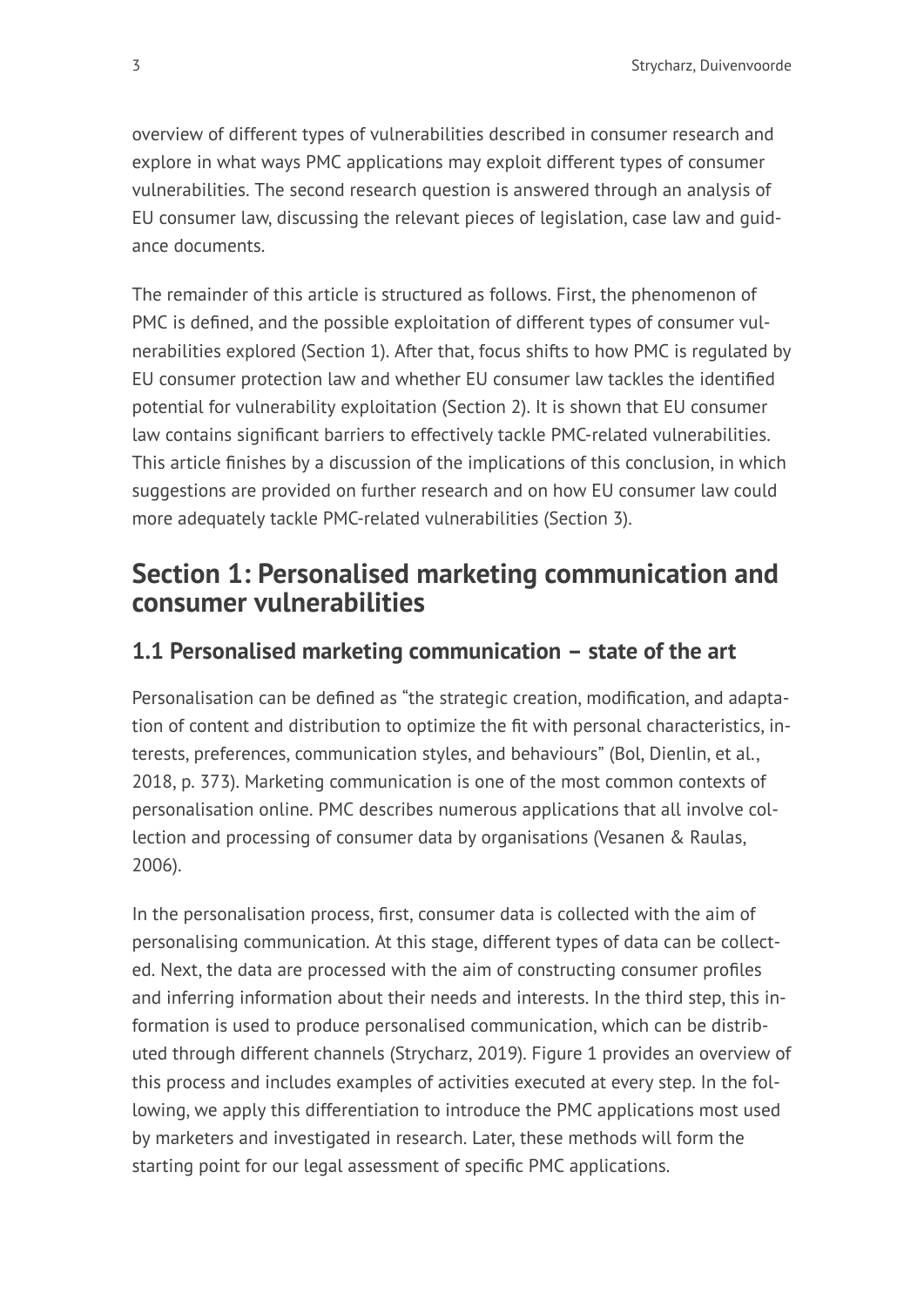overview of different types of vulnerabilities described in consumer research and explore in what ways PMC applications may exploit different types of consumer vulnerabilities. The second research question is answered through an analysis of EU consumer law, discussing the relevant pieces of legislation, case law and guidance documents.

The remainder of this article is structured as follows. First, the phenomenon of PMC is defined, and the possible exploitation of different types of consumer vulnerabilities explored (Section 1). After that, focus shifts to how PMC is regulated by EU consumer protection law and whether EU consumer law tackles the identified potential for vulnerability exploitation (Section 2). It is shown that EU consumer law contains significant barriers to effectively tackle PMC-related vulnerabilities. This article finishes by a discussion of the implications of this conclusion, in which suggestions are provided on further research and on how EU consumer law could more adequately tackle PMC-related vulnerabilities (Section 3).

## Section 1: Personalised marketing communication and consumer vulnerabilities

### 1.1 Personalised marketing communication – state of the art

Personalisation can be defined as "the strategic creation, modification, and adaptation of content and distribution to optimize the fit with personal characteristics, interests, preferences, communication styles, and behaviours" (Bol, Dienlin, et al., 2018, p. 373). Marketing communication is one of the most common contexts of personalisation online. PMC describes numerous applications that all involve collection and processing of consumer data by organisations (Vesanen & Raulas, 2006).

In the personalisation process, first, consumer data is collected with the aim of personalising communication. At this stage, different types of data can be collected. Next, the data are processed with the aim of constructing consumer profiles and inferring information about their needs and interests. In the third step, this information is used to produce personalised communication, which can be distributed through different channels (Strycharz, 2019). Figure 1 provides an overview of this process and includes examples of activities executed at every step. In the following, we apply this differentiation to introduce the PMC applications most used by marketers and investigated in research. Later, these methods will form the starting point for our legal assessment of specific PMC applications.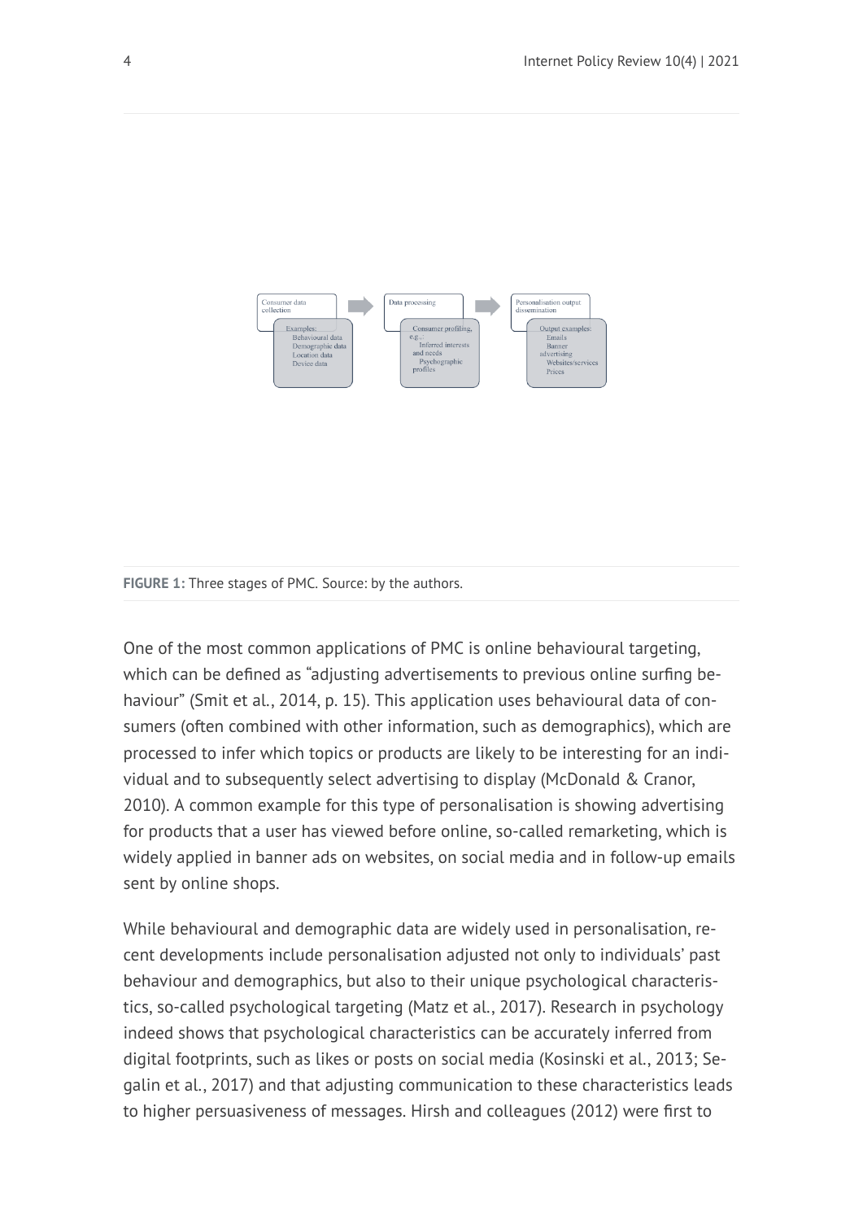Consumer data collection

Examples:
Behavioural data
Demographic data
Location data
Device data

Data processing

Consumer profiling, e.g.,:
Inferred interests and needs
Psychographic profiles

Personalisation output dissemination

Output examples:
Emails
Banner advertising
Websites/services
Prices

**FIGURE 1:** Three stages of PMC. Source: by the authors.

One of the most common applications of PMC is online behavioural targeting, which can be defined as "adjusting advertisements to previous online surfing behaviour" (Smit et al., 2014, p. 15). This application uses behavioural data of consumers (often combined with other information, such as demographics), which are processed to infer which topics or products are likely to be interesting for an individual and to subsequently select advertising to display (McDonald & Cranor, 2010). A common example for this type of personalisation is showing advertising for products that a user has viewed before online, so-called remarketing, which is widely applied in banner ads on websites, on social media and in follow-up emails sent by online shops.

While behavioural and demographic data are widely used in personalisation, recent developments include personalisation adjusted not only to individuals' past behaviour and demographics, but also to their unique psychological characteristics, so-called psychological targeting (Matz et al., 2017). Research in psychology indeed shows that psychological characteristics can be accurately inferred from digital footprints, such as likes or posts on social media (Kosinski et al., 2013; Segalin et al., 2017) and that adjusting communication to these characteristics leads to higher persuasiveness of messages. Hirsh and colleagues (2012) were first to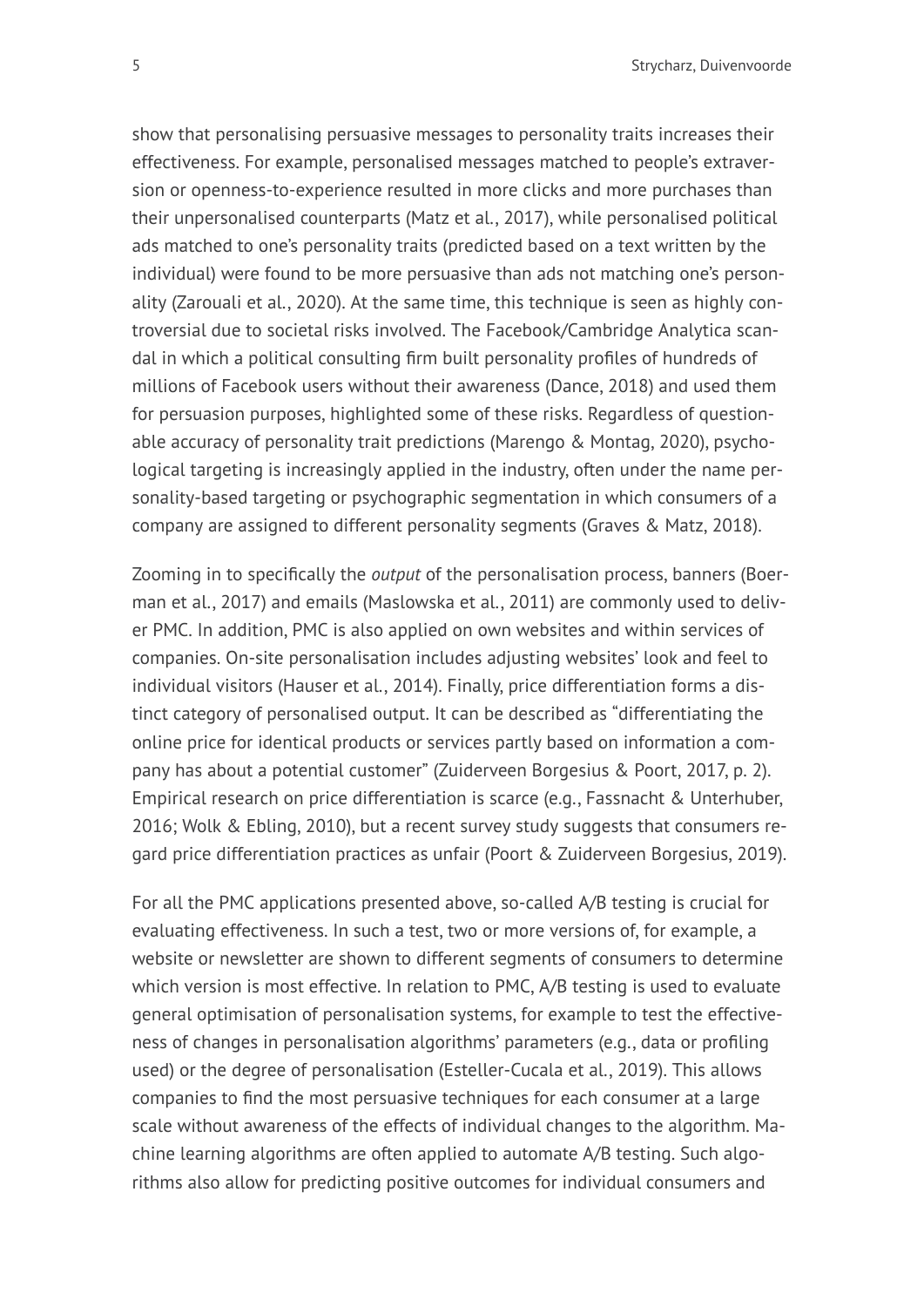show that personalising persuasive messages to personality traits increases their effectiveness. For example, personalised messages matched to people's extraversion or openness-to-experience resulted in more clicks and more purchases than their unpersonalised counterparts (Matz et al., 2017), while personalised political ads matched to one's personality traits (predicted based on a text written by the individual) were found to be more persuasive than ads not matching one's personality (Zarouali et al., 2020). At the same time, this technique is seen as highly controversial due to societal risks involved. The Facebook/Cambridge Analytica scandal in which a political consulting firm built personality profiles of hundreds of millions of Facebook users without their awareness (Dance, 2018) and used them for persuasion purposes, highlighted some of these risks. Regardless of questionable accuracy of personality trait predictions (Marengo & Montag, 2020), psychological targeting is increasingly applied in the industry, often under the name personality-based targeting or psychographic segmentation in which consumers of a company are assigned to different personality segments (Graves & Matz, 2018).

Zooming in to specifically the *output* of the personalisation process, banners (Boerman et al., 2017) and emails (Maslowska et al., 2011) are commonly used to deliver PMC. In addition, PMC is also applied on own websites and within services of companies. On-site personalisation includes adjusting websites' look and feel to individual visitors (Hauser et al., 2014). Finally, price differentiation forms a distinct category of personalised output. It can be described as "differentiating the online price for identical products or services partly based on information a company has about a potential customer" (Zuiderveen Borgesius & Poort, 2017, p. 2). Empirical research on price differentiation is scarce (e.g., Fassnacht & Unterhuber, 2016; Wolk & Ebling, 2010), but a recent survey study suggests that consumers regard price differentiation practices as unfair (Poort & Zuiderveen Borgesius, 2019).

For all the PMC applications presented above, so-called A/B testing is crucial for evaluating effectiveness. In such a test, two or more versions of, for example, a website or newsletter are shown to different segments of consumers to determine which version is most effective. In relation to PMC, A/B testing is used to evaluate general optimisation of personalisation systems, for example to test the effectiveness of changes in personalisation algorithms' parameters (e.g., data or profiling used) or the degree of personalisation (Esteller-Cucala et al., 2019). This allows companies to find the most persuasive techniques for each consumer at a large scale without awareness of the effects of individual changes to the algorithm. Machine learning algorithms are often applied to automate A/B testing. Such algorithms also allow for predicting positive outcomes for individual consumers and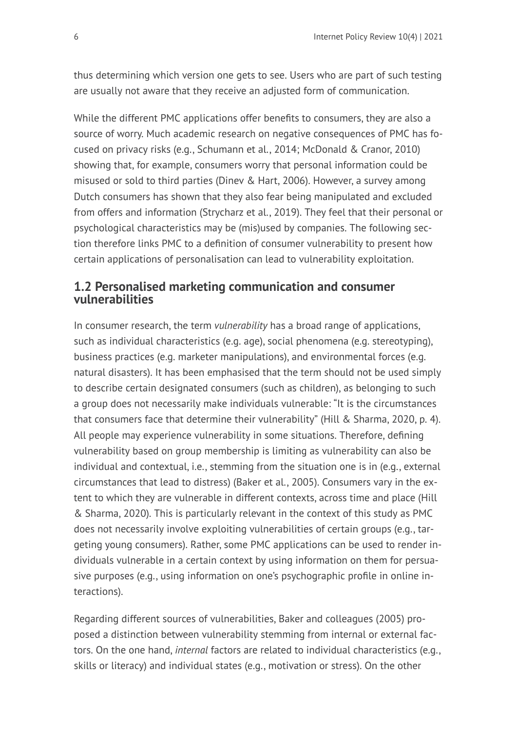thus determining which version one gets to see. Users who are part of such testing are usually not aware that they receive an adjusted form of communication.

While the different PMC applications offer benefits to consumers, they are also a source of worry. Much academic research on negative consequences of PMC has focused on privacy risks (e.g., Schumann et al., 2014; McDonald & Cranor, 2010) showing that, for example, consumers worry that personal information could be misused or sold to third parties (Dinev & Hart, 2006). However, a survey among Dutch consumers has shown that they also fear being manipulated and excluded from offers and information (Strycharz et al., 2019). They feel that their personal or psychological characteristics may be (mis)used by companies. The following section therefore links PMC to a definition of consumer vulnerability to present how certain applications of personalisation can lead to vulnerability exploitation.

## 1.2 Personalised marketing communication and consumer vulnerabilities

In consumer research, the term *vulnerability* has a broad range of applications, such as individual characteristics (e.g. age), social phenomena (e.g. stereotyping), business practices (e.g. marketer manipulations), and environmental forces (e.g. natural disasters). It has been emphasised that the term should not be used simply to describe certain designated consumers (such as children), as belonging to such a group does not necessarily make individuals vulnerable: "It is the circumstances that consumers face that determine their vulnerability" (Hill & Sharma, 2020, p. 4). All people may experience vulnerability in some situations. Therefore, defining vulnerability based on group membership is limiting as vulnerability can also be individual and contextual, i.e., stemming from the situation one is in (e.g., external circumstances that lead to distress) (Baker et al., 2005). Consumers vary in the extent to which they are vulnerable in different contexts, across time and place (Hill & Sharma, 2020). This is particularly relevant in the context of this study as PMC does not necessarily involve exploiting vulnerabilities of certain groups (e.g., targeting young consumers). Rather, some PMC applications can be used to render individuals vulnerable in a certain context by using information on them for persuasive purposes (e.g., using information on one's psychographic profile in online interactions).

Regarding different sources of vulnerabilities, Baker and colleagues (2005) proposed a distinction between vulnerability stemming from internal or external factors. On the one hand, *internal* factors are related to individual characteristics (e.g., skills or literacy) and individual states (e.g., motivation or stress). On the other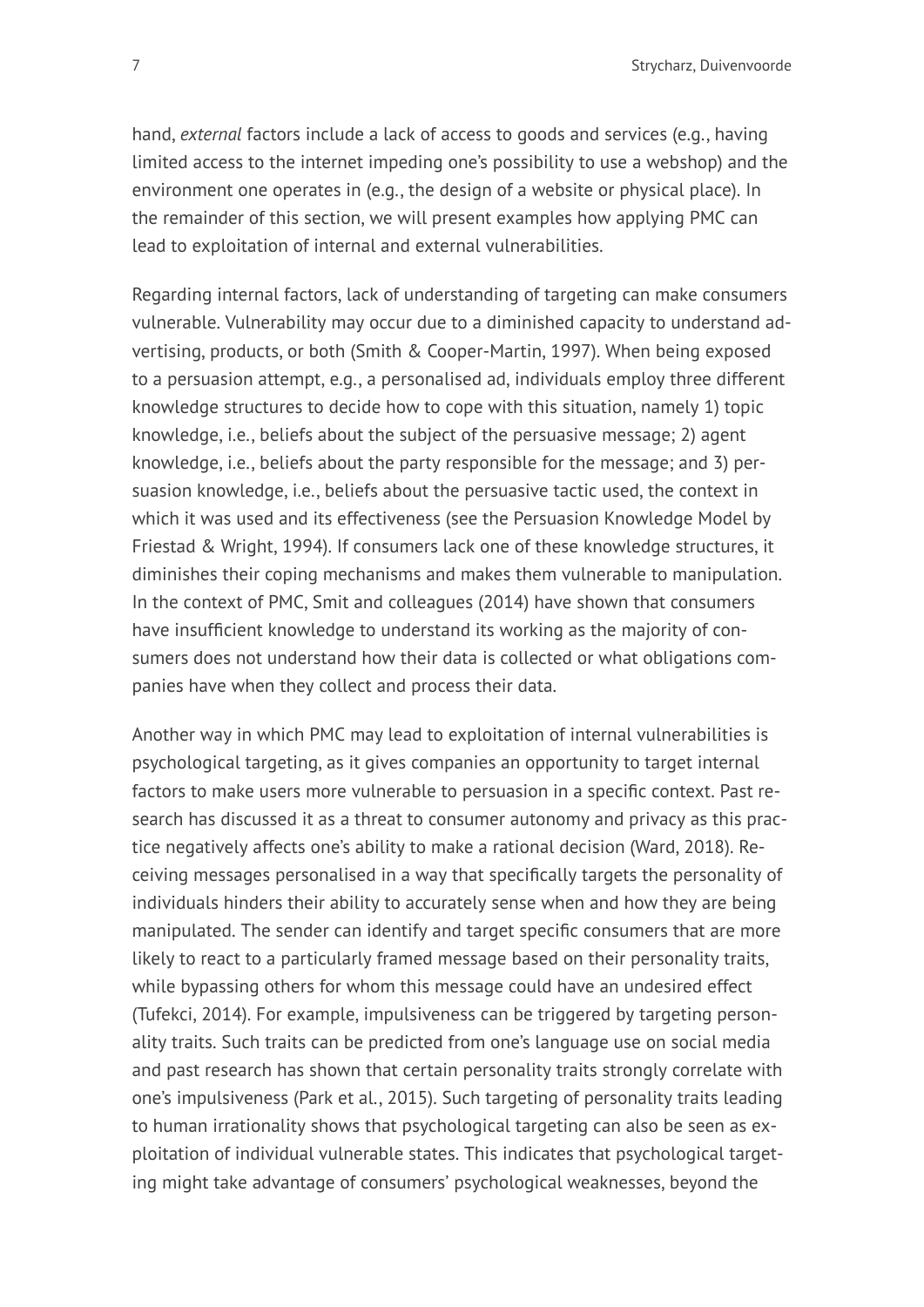hand, *external* factors include a lack of access to goods and services (e.g., having limited access to the internet impeding one's possibility to use a webshop) and the environment one operates in (e.g., the design of a website or physical place). In the remainder of this section, we will present examples how applying PMC can lead to exploitation of internal and external vulnerabilities.

Regarding internal factors, lack of understanding of targeting can make consumers vulnerable. Vulnerability may occur due to a diminished capacity to understand advertising, products, or both (Smith & Cooper-Martin, 1997). When being exposed to a persuasion attempt, e.g., a personalised ad, individuals employ three different knowledge structures to decide how to cope with this situation, namely 1) topic knowledge, i.e., beliefs about the subject of the persuasive message; 2) agent knowledge, i.e., beliefs about the party responsible for the message; and 3) persuasion knowledge, i.e., beliefs about the persuasive tactic used, the context in which it was used and its effectiveness (see the Persuasion Knowledge Model by Friestad & Wright, 1994). If consumers lack one of these knowledge structures, it diminishes their coping mechanisms and makes them vulnerable to manipulation. In the context of PMC, Smit and colleagues (2014) have shown that consumers have insufficient knowledge to understand its working as the majority of consumers does not understand how their data is collected or what obligations companies have when they collect and process their data.

Another way in which PMC may lead to exploitation of internal vulnerabilities is psychological targeting, as it gives companies an opportunity to target internal factors to make users more vulnerable to persuasion in a specific context. Past research has discussed it as a threat to consumer autonomy and privacy as this practice negatively affects one's ability to make a rational decision (Ward, 2018). Receiving messages personalised in a way that specifically targets the personality of individuals hinders their ability to accurately sense when and how they are being manipulated. The sender can identify and target specific consumers that are more likely to react to a particularly framed message based on their personality traits, while bypassing others for whom this message could have an undesired effect (Tufekci, 2014). For example, impulsiveness can be triggered by targeting personality traits. Such traits can be predicted from one's language use on social media and past research has shown that certain personality traits strongly correlate with one's impulsiveness (Park et al., 2015). Such targeting of personality traits leading to human irrationality shows that psychological targeting can also be seen as exploitation of individual vulnerable states. This indicates that psychological targeting might take advantage of consumers' psychological weaknesses, beyond the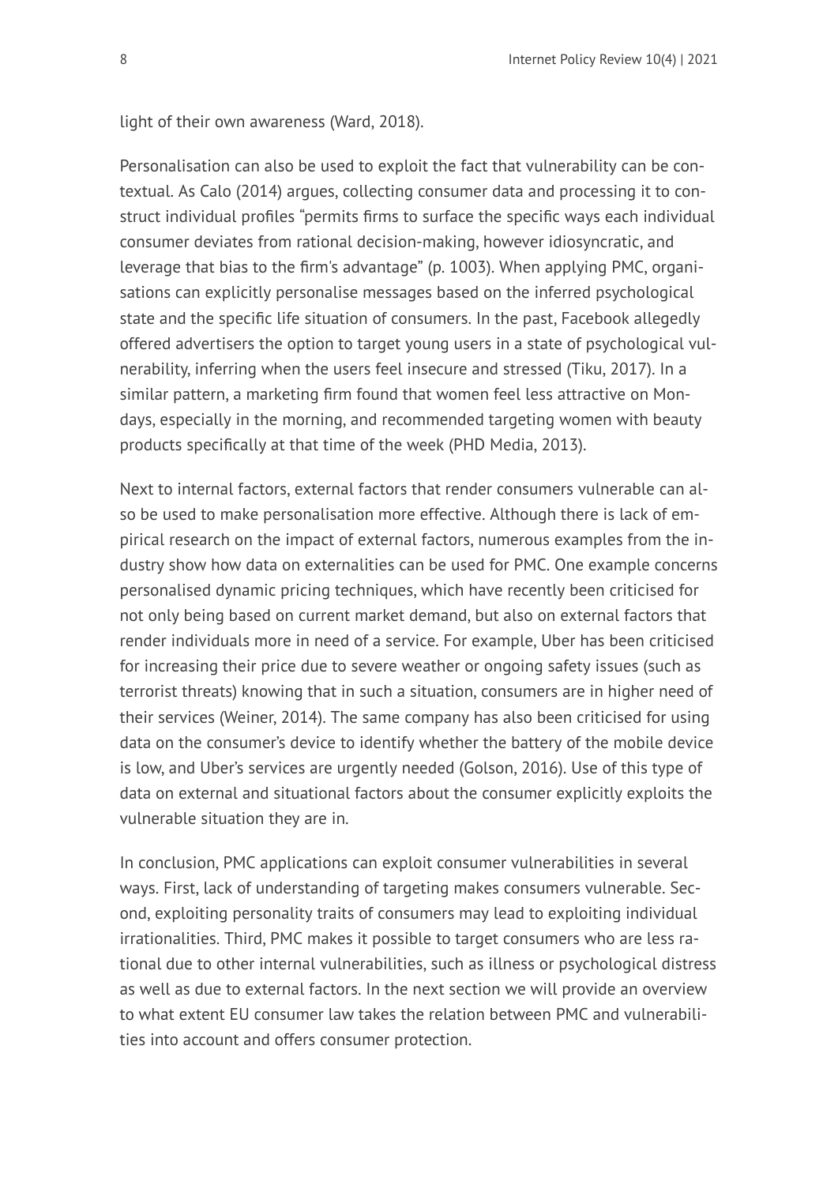light of their own awareness (Ward, 2018).

Personalisation can also be used to exploit the fact that vulnerability can be contextual. As Calo (2014) argues, collecting consumer data and processing it to construct individual profiles "permits firms to surface the specific ways each individual consumer deviates from rational decision-making, however idiosyncratic, and leverage that bias to the firm's advantage" (p. 1003). When applying PMC, organisations can explicitly personalise messages based on the inferred psychological state and the specific life situation of consumers. In the past, Facebook allegedly offered advertisers the option to target young users in a state of psychological vulnerability, inferring when the users feel insecure and stressed (Tiku, 2017). In a similar pattern, a marketing firm found that women feel less attractive on Mondays, especially in the morning, and recommended targeting women with beauty products specifically at that time of the week (PHD Media, 2013).

Next to internal factors, external factors that render consumers vulnerable can also be used to make personalisation more effective. Although there is lack of empirical research on the impact of external factors, numerous examples from the industry show how data on externalities can be used for PMC. One example concerns personalised dynamic pricing techniques, which have recently been criticised for not only being based on current market demand, but also on external factors that render individuals more in need of a service. For example, Uber has been criticised for increasing their price due to severe weather or ongoing safety issues (such as terrorist threats) knowing that in such a situation, consumers are in higher need of their services (Weiner, 2014). The same company has also been criticised for using data on the consumer's device to identify whether the battery of the mobile device is low, and Uber's services are urgently needed (Golson, 2016). Use of this type of data on external and situational factors about the consumer explicitly exploits the vulnerable situation they are in.

In conclusion, PMC applications can exploit consumer vulnerabilities in several ways. First, lack of understanding of targeting makes consumers vulnerable. Second, exploiting personality traits of consumers may lead to exploiting individual irrationalities. Third, PMC makes it possible to target consumers who are less rational due to other internal vulnerabilities, such as illness or psychological distress as well as due to external factors. In the next section we will provide an overview to what extent EU consumer law takes the relation between PMC and vulnerabilities into account and offers consumer protection.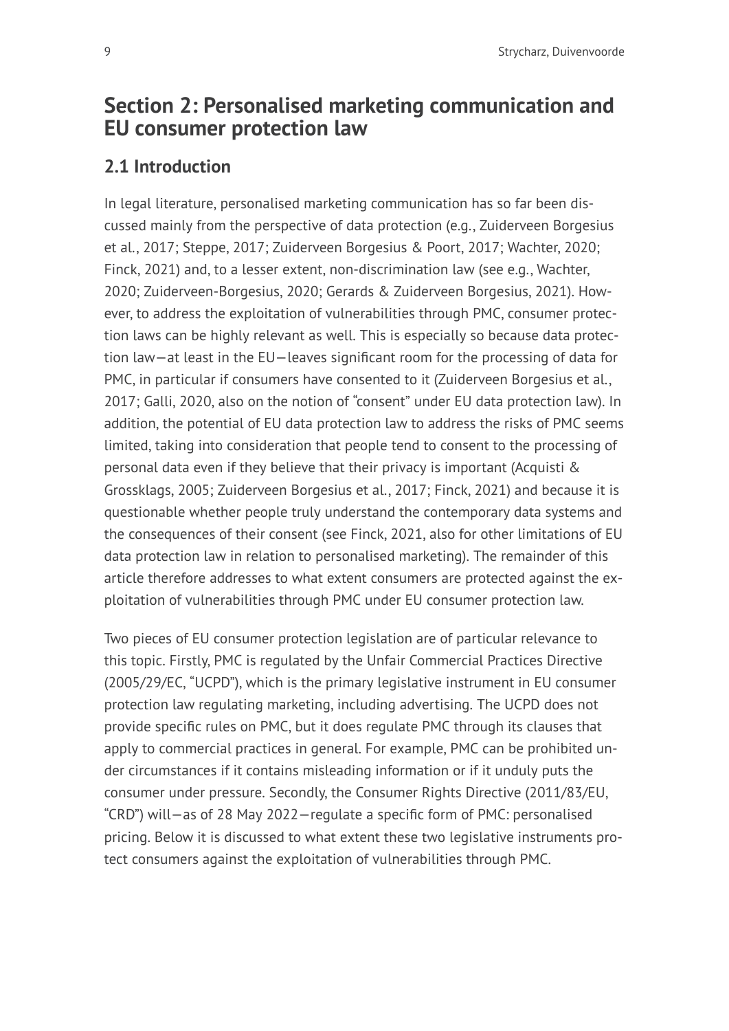# Section 2: Personalised marketing communication and EU consumer protection law

## 2.1 Introduction

In legal literature, personalised marketing communication has so far been discussed mainly from the perspective of data protection (e.g., Zuiderveen Borgesius et al., 2017; Steppe, 2017; Zuiderveen Borgesius & Poort, 2017; Wachter, 2020; Finck, 2021) and, to a lesser extent, non-discrimination law (see e.g., Wachter, 2020; Zuiderveen-Borgesius, 2020; Gerards & Zuiderveen Borgesius, 2021). However, to address the exploitation of vulnerabilities through PMC, consumer protection laws can be highly relevant as well. This is especially so because data protection law—at least in the EU—leaves significant room for the processing of data for PMC, in particular if consumers have consented to it (Zuiderveen Borgesius et al., 2017; Galli, 2020, also on the notion of "consent" under EU data protection law). In addition, the potential of EU data protection law to address the risks of PMC seems limited, taking into consideration that people tend to consent to the processing of personal data even if they believe that their privacy is important (Acquisti & Grossklags, 2005; Zuiderveen Borgesius et al., 2017; Finck, 2021) and because it is questionable whether people truly understand the contemporary data systems and the consequences of their consent (see Finck, 2021, also for other limitations of EU data protection law in relation to personalised marketing). The remainder of this article therefore addresses to what extent consumers are protected against the exploitation of vulnerabilities through PMC under EU consumer protection law.

Two pieces of EU consumer protection legislation are of particular relevance to this topic. Firstly, PMC is regulated by the Unfair Commercial Practices Directive (2005/29/EC, "UCPD"), which is the primary legislative instrument in EU consumer protection law regulating marketing, including advertising. The UCPD does not provide specific rules on PMC, but it does regulate PMC through its clauses that apply to commercial practices in general. For example, PMC can be prohibited under circumstances if it contains misleading information or if it unduly puts the consumer under pressure. Secondly, the Consumer Rights Directive (2011/83/EU, "CRD") will—as of 28 May 2022—regulate a specific form of PMC: personalised pricing. Below it is discussed to what extent these two legislative instruments protect consumers against the exploitation of vulnerabilities through PMC.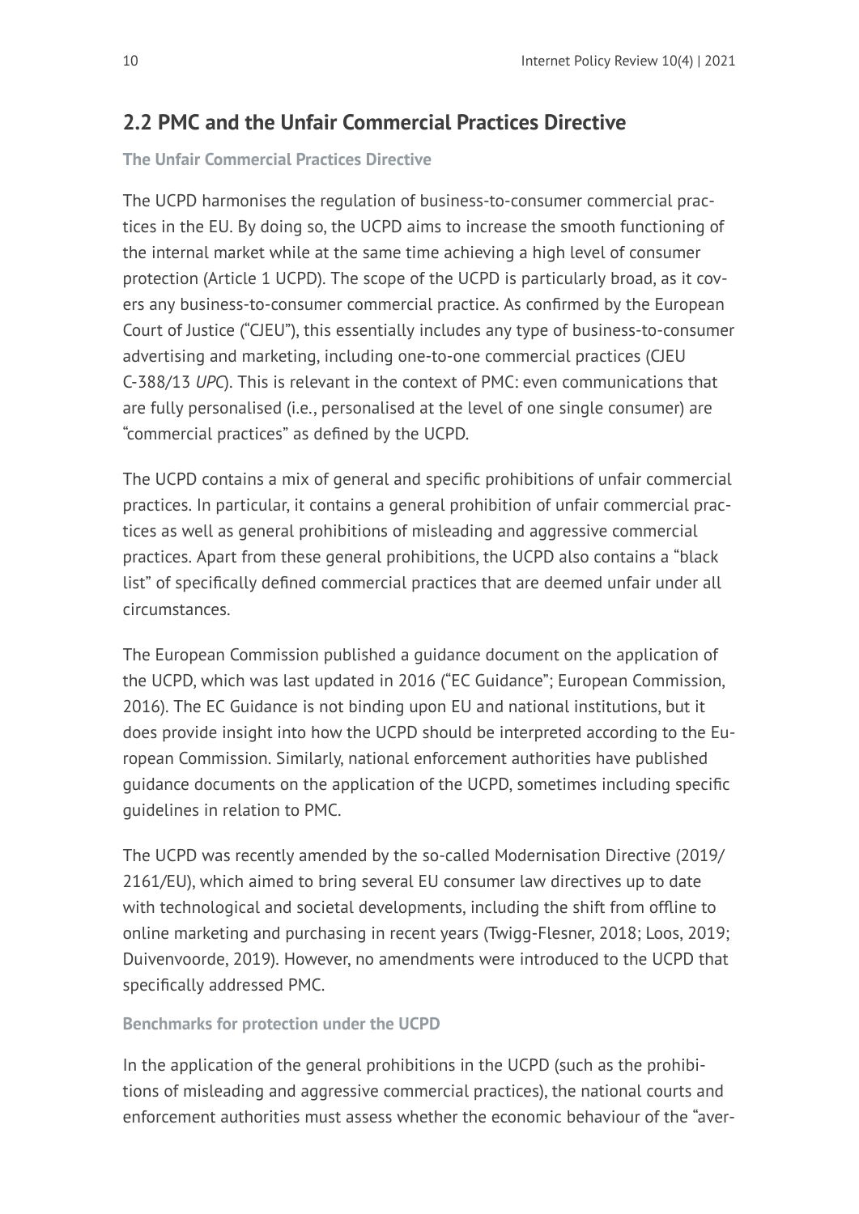## 2.2 PMC and the Unfair Commercial Practices Directive

### The Unfair Commercial Practices Directive

The UCPD harmonises the regulation of business-to-consumer commercial practices in the EU. By doing so, the UCPD aims to increase the smooth functioning of the internal market while at the same time achieving a high level of consumer protection (Article 1 UCPD). The scope of the UCPD is particularly broad, as it covers any business-to-consumer commercial practice. As confirmed by the European Court of Justice ("CJEU"), this essentially includes any type of business-to-consumer advertising and marketing, including one-to-one commercial practices (CJEU C-388/13 *UPC*). This is relevant in the context of PMC: even communications that are fully personalised (i.e., personalised at the level of one single consumer) are "commercial practices" as defined by the UCPD.

The UCPD contains a mix of general and specific prohibitions of unfair commercial practices. In particular, it contains a general prohibition of unfair commercial practices as well as general prohibitions of misleading and aggressive commercial practices. Apart from these general prohibitions, the UCPD also contains a "black list" of specifically defined commercial practices that are deemed unfair under all circumstances.

The European Commission published a guidance document on the application of the UCPD, which was last updated in 2016 ("EC Guidance"; European Commission, 2016). The EC Guidance is not binding upon EU and national institutions, but it does provide insight into how the UCPD should be interpreted according to the European Commission. Similarly, national enforcement authorities have published guidance documents on the application of the UCPD, sometimes including specific guidelines in relation to PMC.

The UCPD was recently amended by the so-called Modernisation Directive (2019/2161/EU), which aimed to bring several EU consumer law directives up to date with technological and societal developments, including the shift from offline to online marketing and purchasing in recent years (Twigg-Flesner, 2018; Loos, 2019; Duivenvoorde, 2019). However, no amendments were introduced to the UCPD that specifically addressed PMC.

### Benchmarks for protection under the UCPD

In the application of the general prohibitions in the UCPD (such as the prohibitions of misleading and aggressive commercial practices), the national courts and enforcement authorities must assess whether the economic behaviour of the "aver-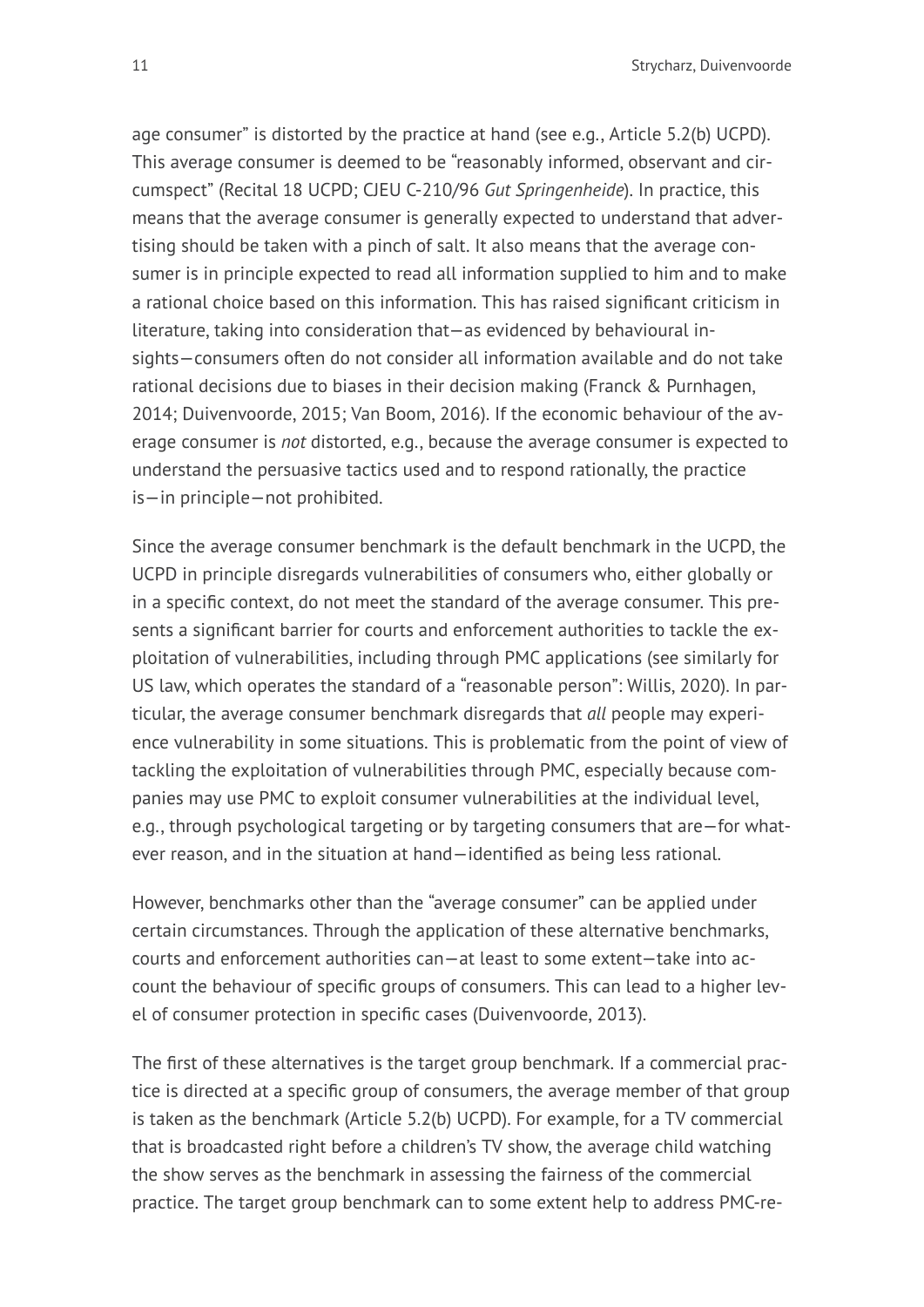age consumer" is distorted by the practice at hand (see e.g., Article 5.2(b) UCPD). This average consumer is deemed to be "reasonably informed, observant and circumspect" (Recital 18 UCPD; CJEU C-210/96 *Gut Springenheide*). In practice, this means that the average consumer is generally expected to understand that advertising should be taken with a pinch of salt. It also means that the average consumer is in principle expected to read all information supplied to him and to make a rational choice based on this information. This has raised significant criticism in literature, taking into consideration that—as evidenced by behavioural insights—consumers often do not consider all information available and do not take rational decisions due to biases in their decision making (Franck & Purnhagen, 2014; Duivenvoorde, 2015; Van Boom, 2016). If the economic behaviour of the average consumer is *not* distorted, e.g., because the average consumer is expected to understand the persuasive tactics used and to respond rationally, the practice is—in principle—not prohibited.

Since the average consumer benchmark is the default benchmark in the UCPD, the UCPD in principle disregards vulnerabilities of consumers who, either globally or in a specific context, do not meet the standard of the average consumer. This presents a significant barrier for courts and enforcement authorities to tackle the exploitation of vulnerabilities, including through PMC applications (see similarly for US law, which operates the standard of a "reasonable person": Willis, 2020). In particular, the average consumer benchmark disregards that *all* people may experience vulnerability in some situations. This is problematic from the point of view of tackling the exploitation of vulnerabilities through PMC, especially because companies may use PMC to exploit consumer vulnerabilities at the individual level, e.g., through psychological targeting or by targeting consumers that are—for whatever reason, and in the situation at hand—identified as being less rational.

However, benchmarks other than the "average consumer" can be applied under certain circumstances. Through the application of these alternative benchmarks, courts and enforcement authorities can—at least to some extent—take into account the behaviour of specific groups of consumers. This can lead to a higher level of consumer protection in specific cases (Duivenvoorde, 2013).

The first of these alternatives is the target group benchmark. If a commercial practice is directed at a specific group of consumers, the average member of that group is taken as the benchmark (Article 5.2(b) UCPD). For example, for a TV commercial that is broadcasted right before a children's TV show, the average child watching the show serves as the benchmark in assessing the fairness of the commercial practice. The target group benchmark can to some extent help to address PMC-re-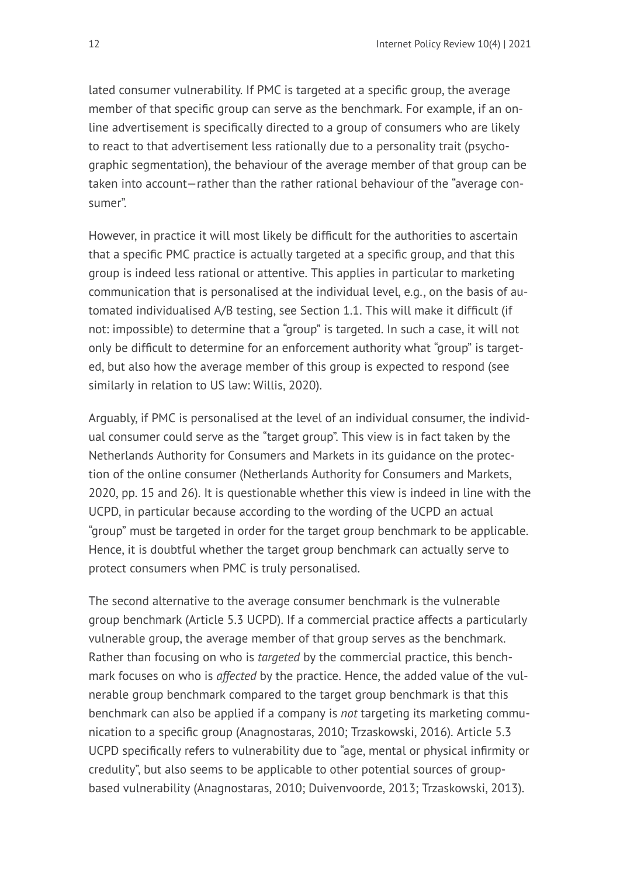lated consumer vulnerability. If PMC is targeted at a specific group, the average member of that specific group can serve as the benchmark. For example, if an online advertisement is specifically directed to a group of consumers who are likely to react to that advertisement less rationally due to a personality trait (psychographic segmentation), the behaviour of the average member of that group can be taken into account—rather than the rather rational behaviour of the "average consumer".

However, in practice it will most likely be difficult for the authorities to ascertain that a specific PMC practice is actually targeted at a specific group, and that this group is indeed less rational or attentive. This applies in particular to marketing communication that is personalised at the individual level, e.g., on the basis of automated individualised A/B testing, see Section 1.1. This will make it difficult (if not: impossible) to determine that a "group" is targeted. In such a case, it will not only be difficult to determine for an enforcement authority what "group" is targeted, but also how the average member of this group is expected to respond (see similarly in relation to US law: Willis, 2020).

Arguably, if PMC is personalised at the level of an individual consumer, the individual consumer could serve as the "target group". This view is in fact taken by the Netherlands Authority for Consumers and Markets in its guidance on the protection of the online consumer (Netherlands Authority for Consumers and Markets, 2020, pp. 15 and 26). It is questionable whether this view is indeed in line with the UCPD, in particular because according to the wording of the UCPD an actual "group" must be targeted in order for the target group benchmark to be applicable. Hence, it is doubtful whether the target group benchmark can actually serve to protect consumers when PMC is truly personalised.

The second alternative to the average consumer benchmark is the vulnerable group benchmark (Article 5.3 UCPD). If a commercial practice affects a particularly vulnerable group, the average member of that group serves as the benchmark. Rather than focusing on who is *targeted* by the commercial practice, this benchmark focuses on who is *affected* by the practice. Hence, the added value of the vulnerable group benchmark compared to the target group benchmark is that this benchmark can also be applied if a company is *not* targeting its marketing communication to a specific group (Anagnostaras, 2010; Trzaskowski, 2016). Article 5.3 UCPD specifically refers to vulnerability due to "age, mental or physical infirmity or credulity", but also seems to be applicable to other potential sources of group-based vulnerability (Anagnostaras, 2010; Duivenvoorde, 2013; Trzaskowski, 2013).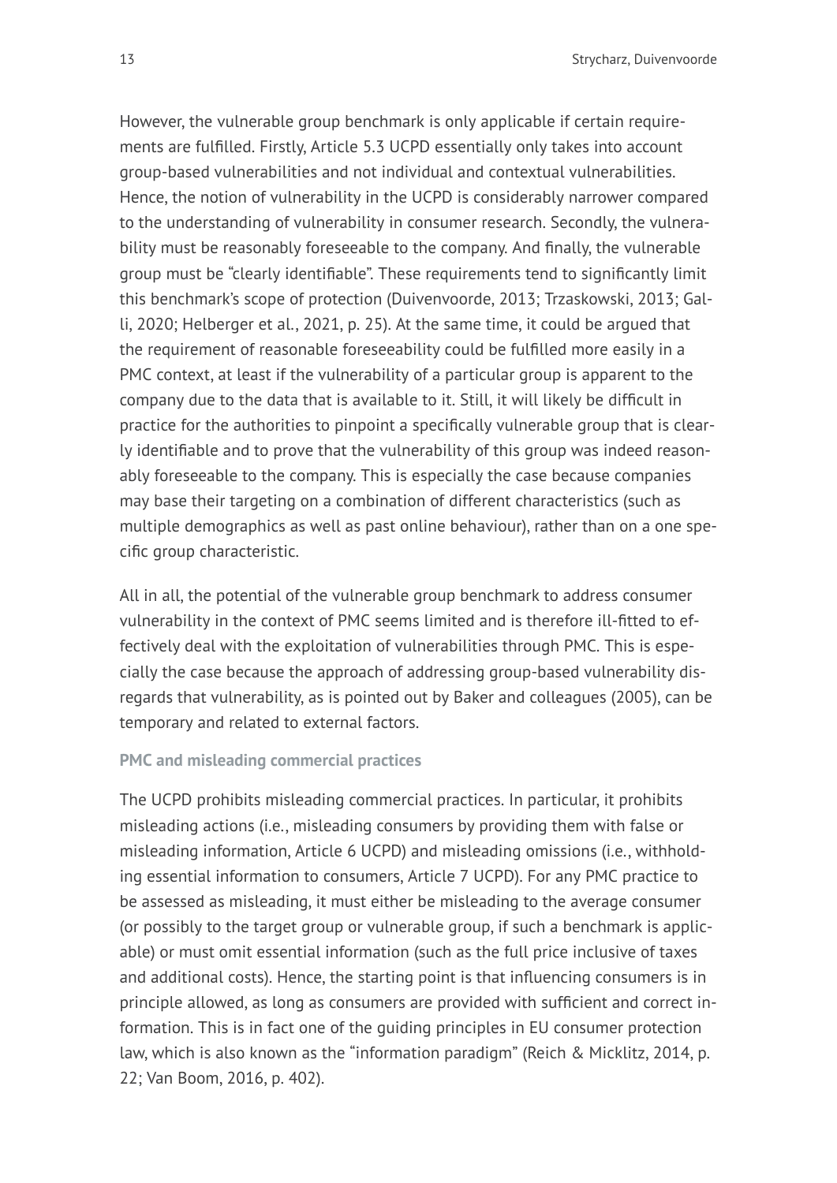However, the vulnerable group benchmark is only applicable if certain requirements are fulfilled. Firstly, Article 5.3 UCPD essentially only takes into account group-based vulnerabilities and not individual and contextual vulnerabilities. Hence, the notion of vulnerability in the UCPD is considerably narrower compared to the understanding of vulnerability in consumer research. Secondly, the vulnerability must be reasonably foreseeable to the company. And finally, the vulnerable group must be "clearly identifiable". These requirements tend to significantly limit this benchmark's scope of protection (Duivenvoorde, 2013; Trzaskowski, 2013; Galli, 2020; Helberger et al., 2021, p. 25). At the same time, it could be argued that the requirement of reasonable foreseeability could be fulfilled more easily in a PMC context, at least if the vulnerability of a particular group is apparent to the company due to the data that is available to it. Still, it will likely be difficult in practice for the authorities to pinpoint a specifically vulnerable group that is clearly identifiable and to prove that the vulnerability of this group was indeed reasonably foreseeable to the company. This is especially the case because companies may base their targeting on a combination of different characteristics (such as multiple demographics as well as past online behaviour), rather than on a one specific group characteristic.

All in all, the potential of the vulnerable group benchmark to address consumer vulnerability in the context of PMC seems limited and is therefore ill-fitted to effectively deal with the exploitation of vulnerabilities through PMC. This is especially the case because the approach of addressing group-based vulnerability disregards that vulnerability, as is pointed out by Baker and colleagues (2005), can be temporary and related to external factors.

### PMC and misleading commercial practices

The UCPD prohibits misleading commercial practices. In particular, it prohibits misleading actions (i.e., misleading consumers by providing them with false or misleading information, Article 6 UCPD) and misleading omissions (i.e., withholding essential information to consumers, Article 7 UCPD). For any PMC practice to be assessed as misleading, it must either be misleading to the average consumer (or possibly to the target group or vulnerable group, if such a benchmark is applicable) or must omit essential information (such as the full price inclusive of taxes and additional costs). Hence, the starting point is that influencing consumers is in principle allowed, as long as consumers are provided with sufficient and correct information. This is in fact one of the guiding principles in EU consumer protection law, which is also known as the "information paradigm" (Reich & Micklitz, 2014, p. 22; Van Boom, 2016, p. 402).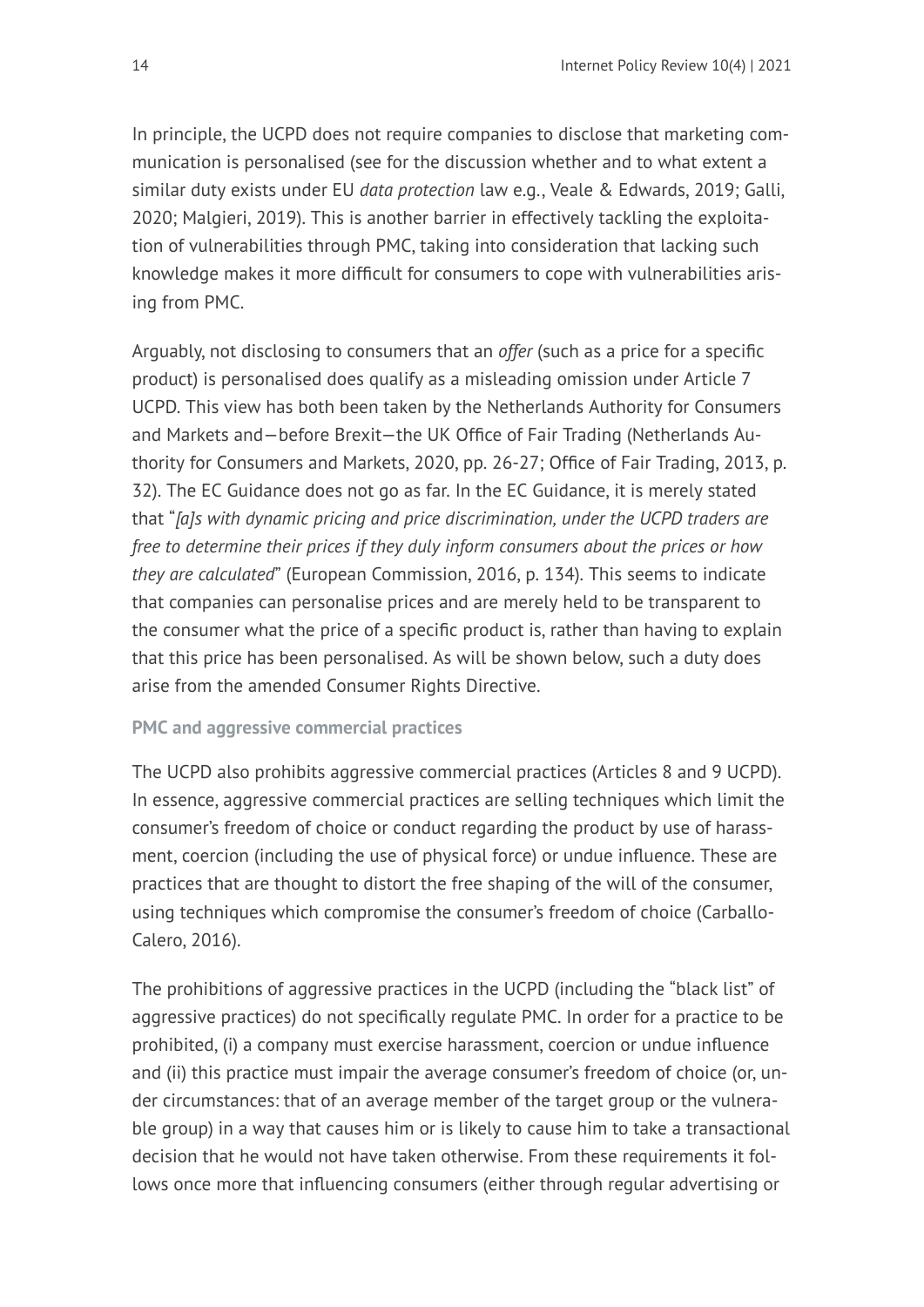In principle, the UCPD does not require companies to disclose that marketing communication is personalised (see for the discussion whether and to what extent a similar duty exists under EU *data protection* law e.g., Veale & Edwards, 2019; Galli, 2020; Malgieri, 2019). This is another barrier in effectively tackling the exploitation of vulnerabilities through PMC, taking into consideration that lacking such knowledge makes it more difficult for consumers to cope with vulnerabilities arising from PMC.

Arguably, not disclosing to consumers that an *offer* (such as a price for a specific product) is personalised does qualify as a misleading omission under Article 7 UCPD. This view has both been taken by the Netherlands Authority for Consumers and Markets and—before Brexit—the UK Office of Fair Trading (Netherlands Authority for Consumers and Markets, 2020, pp. 26-27; Office of Fair Trading, 2013, p. 32). The EC Guidance does not go as far. In the EC Guidance, it is merely stated that "*[a]s with dynamic pricing and price discrimination, under the UCPD traders are free to determine their prices if they duly inform consumers about the prices or how they are calculated*" (European Commission, 2016, p. 134). This seems to indicate that companies can personalise prices and are merely held to be transparent to the consumer what the price of a specific product is, rather than having to explain that this price has been personalised. As will be shown below, such a duty does arise from the amended Consumer Rights Directive.

#### PMC and aggressive commercial practices

The UCPD also prohibits aggressive commercial practices (Articles 8 and 9 UCPD). In essence, aggressive commercial practices are selling techniques which limit the consumer's freedom of choice or conduct regarding the product by use of harassment, coercion (including the use of physical force) or undue influence. These are practices that are thought to distort the free shaping of the will of the consumer, using techniques which compromise the consumer's freedom of choice (Carballo-Calero, 2016).

The prohibitions of aggressive practices in the UCPD (including the "black list" of aggressive practices) do not specifically regulate PMC. In order for a practice to be prohibited, (i) a company must exercise harassment, coercion or undue influence and (ii) this practice must impair the average consumer's freedom of choice (or, under circumstances: that of an average member of the target group or the vulnerable group) in a way that causes him or is likely to cause him to take a transactional decision that he would not have taken otherwise. From these requirements it follows once more that influencing consumers (either through regular advertising or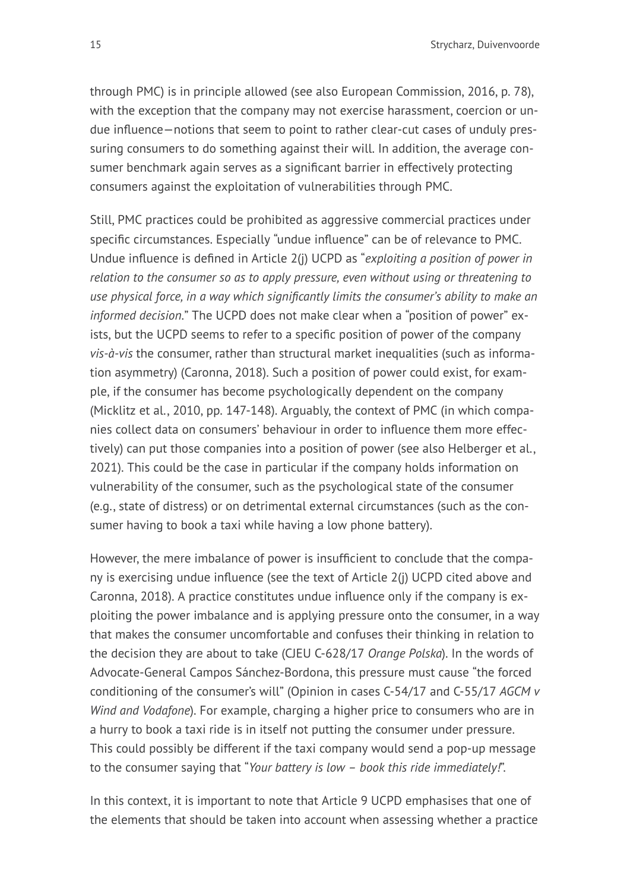through PMC) is in principle allowed (see also European Commission, 2016, p. 78), with the exception that the company may not exercise harassment, coercion or undue influence—notions that seem to point to rather clear-cut cases of unduly pressuring consumers to do something against their will. In addition, the average consumer benchmark again serves as a significant barrier in effectively protecting consumers against the exploitation of vulnerabilities through PMC.

Still, PMC practices could be prohibited as aggressive commercial practices under specific circumstances. Especially "undue influence" can be of relevance to PMC. Undue influence is defined in Article 2(j) UCPD as "*exploiting a position of power in relation to the consumer so as to apply pressure, even without using or threatening to use physical force, in a way which significantly limits the consumer's ability to make an informed decision*." The UCPD does not make clear when a "position of power" exists, but the UCPD seems to refer to a specific position of power of the company *vis-à-vis* the consumer, rather than structural market inequalities (such as information asymmetry) (Caronna, 2018). Such a position of power could exist, for example, if the consumer has become psychologically dependent on the company (Micklitz et al., 2010, pp. 147-148). Arguably, the context of PMC (in which companies collect data on consumers' behaviour in order to influence them more effectively) can put those companies into a position of power (see also Helberger et al., 2021). This could be the case in particular if the company holds information on vulnerability of the consumer, such as the psychological state of the consumer (e.g., state of distress) or on detrimental external circumstances (such as the consumer having to book a taxi while having a low phone battery).

However, the mere imbalance of power is insufficient to conclude that the company is exercising undue influence (see the text of Article 2(j) UCPD cited above and Caronna, 2018). A practice constitutes undue influence only if the company is exploiting the power imbalance and is applying pressure onto the consumer, in a way that makes the consumer uncomfortable and confuses their thinking in relation to the decision they are about to take (CJEU C-628/17 *Orange Polska*). In the words of Advocate-General Campos Sánchez-Bordona, this pressure must cause "the forced conditioning of the consumer's will" (Opinion in cases C-54/17 and C-55/17 *AGCM v Wind and Vodafone*). For example, charging a higher price to consumers who are in a hurry to book a taxi ride is in itself not putting the consumer under pressure. This could possibly be different if the taxi company would send a pop-up message to the consumer saying that "*Your battery is low – book this ride immediately!*".

In this context, it is important to note that Article 9 UCPD emphasises that one of the elements that should be taken into account when assessing whether a practice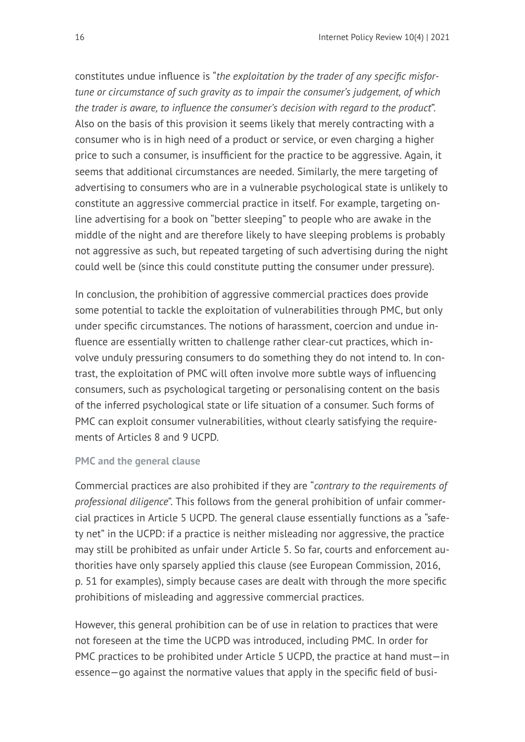constitutes undue influence is "*the exploitation by the trader of any specific misfortune or circumstance of such gravity as to impair the consumer's judgement, of which the trader is aware, to influence the consumer's decision with regard to the product*". Also on the basis of this provision it seems likely that merely contracting with a consumer who is in high need of a product or service, or even charging a higher price to such a consumer, is insufficient for the practice to be aggressive. Again, it seems that additional circumstances are needed. Similarly, the mere targeting of advertising to consumers who are in a vulnerable psychological state is unlikely to constitute an aggressive commercial practice in itself. For example, targeting online advertising for a book on "better sleeping" to people who are awake in the middle of the night and are therefore likely to have sleeping problems is probably not aggressive as such, but repeated targeting of such advertising during the night could well be (since this could constitute putting the consumer under pressure).

In conclusion, the prohibition of aggressive commercial practices does provide some potential to tackle the exploitation of vulnerabilities through PMC, but only under specific circumstances. The notions of harassment, coercion and undue influence are essentially written to challenge rather clear-cut practices, which involve unduly pressuring consumers to do something they do not intend to. In contrast, the exploitation of PMC will often involve more subtle ways of influencing consumers, such as psychological targeting or personalising content on the basis of the inferred psychological state or life situation of a consumer. Such forms of PMC can exploit consumer vulnerabilities, without clearly satisfying the requirements of Articles 8 and 9 UCPD.

### PMC and the general clause

Commercial practices are also prohibited if they are "*contrary to the requirements of professional diligence*". This follows from the general prohibition of unfair commercial practices in Article 5 UCPD. The general clause essentially functions as a "safety net" in the UCPD: if a practice is neither misleading nor aggressive, the practice may still be prohibited as unfair under Article 5. So far, courts and enforcement authorities have only sparsely applied this clause (see European Commission, 2016, p. 51 for examples), simply because cases are dealt with through the more specific prohibitions of misleading and aggressive commercial practices.

However, this general prohibition can be of use in relation to practices that were not foreseen at the time the UCPD was introduced, including PMC. In order for PMC practices to be prohibited under Article 5 UCPD, the practice at hand must—in essence—go against the normative values that apply in the specific field of busi-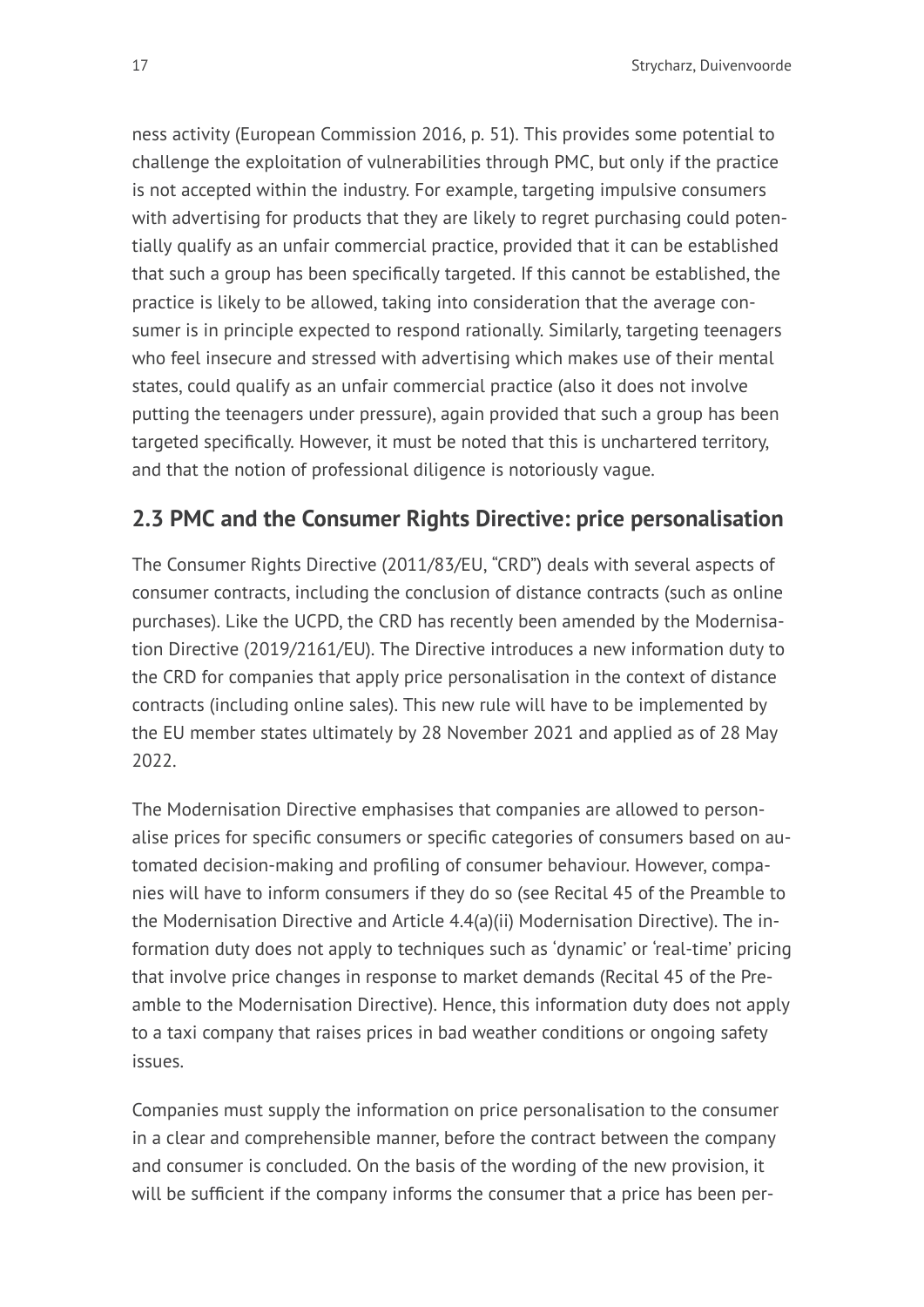ness activity (European Commission 2016, p. 51). This provides some potential to challenge the exploitation of vulnerabilities through PMC, but only if the practice is not accepted within the industry. For example, targeting impulsive consumers with advertising for products that they are likely to regret purchasing could potentially qualify as an unfair commercial practice, provided that it can be established that such a group has been specifically targeted. If this cannot be established, the practice is likely to be allowed, taking into consideration that the average consumer is in principle expected to respond rationally. Similarly, targeting teenagers who feel insecure and stressed with advertising which makes use of their mental states, could qualify as an unfair commercial practice (also it does not involve putting the teenagers under pressure), again provided that such a group has been targeted specifically. However, it must be noted that this is unchartered territory, and that the notion of professional diligence is notoriously vague.

## 2.3 PMC and the Consumer Rights Directive: price personalisation

The Consumer Rights Directive (2011/83/EU, "CRD") deals with several aspects of consumer contracts, including the conclusion of distance contracts (such as online purchases). Like the UCPD, the CRD has recently been amended by the Modernisation Directive (2019/2161/EU). The Directive introduces a new information duty to the CRD for companies that apply price personalisation in the context of distance contracts (including online sales). This new rule will have to be implemented by the EU member states ultimately by 28 November 2021 and applied as of 28 May 2022.

The Modernisation Directive emphasises that companies are allowed to personalise prices for specific consumers or specific categories of consumers based on automated decision-making and profiling of consumer behaviour. However, companies will have to inform consumers if they do so (see Recital 45 of the Preamble to the Modernisation Directive and Article 4.4(a)(ii) Modernisation Directive). The information duty does not apply to techniques such as 'dynamic' or 'real-time' pricing that involve price changes in response to market demands (Recital 45 of the Preamble to the Modernisation Directive). Hence, this information duty does not apply to a taxi company that raises prices in bad weather conditions or ongoing safety issues.

Companies must supply the information on price personalisation to the consumer in a clear and comprehensible manner, before the contract between the company and consumer is concluded. On the basis of the wording of the new provision, it will be sufficient if the company informs the consumer that a price has been per-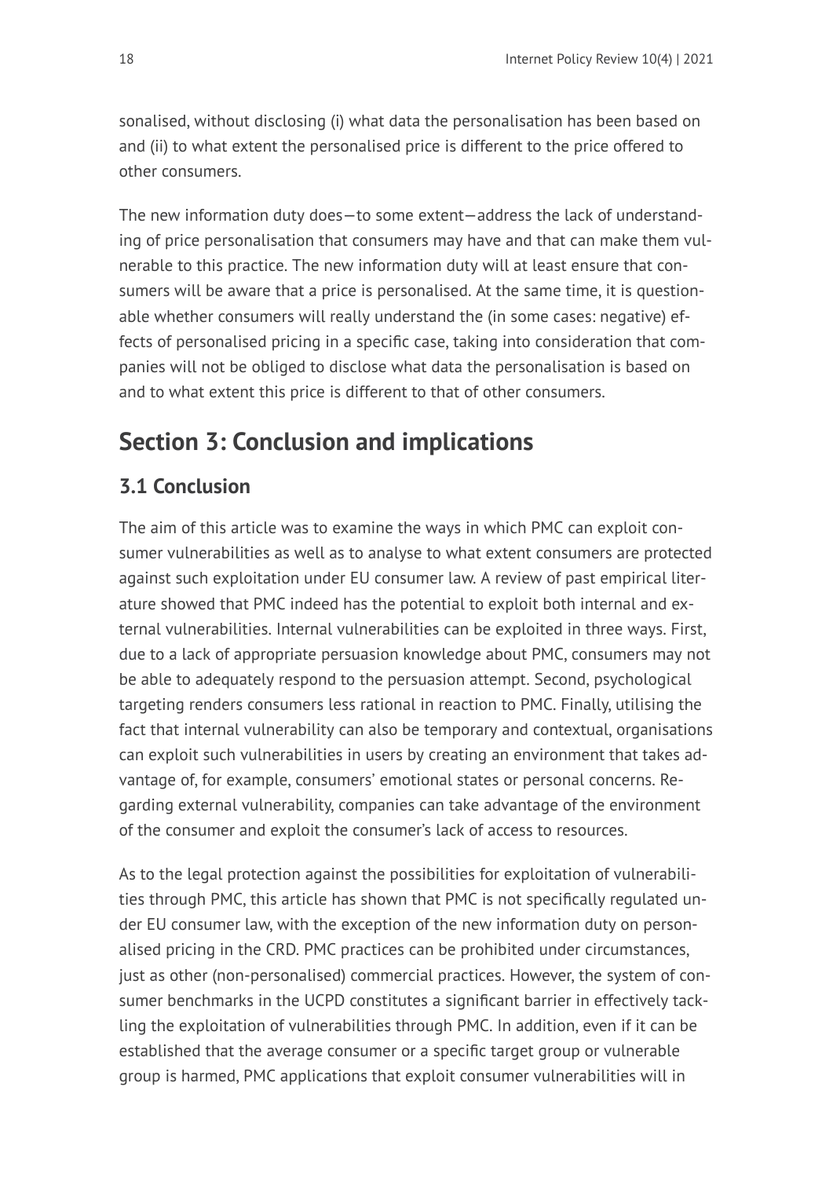sonalised, without disclosing (i) what data the personalisation has been based on and (ii) to what extent the personalised price is different to the price offered to other consumers.

The new information duty does—to some extent—address the lack of understanding of price personalisation that consumers may have and that can make them vulnerable to this practice. The new information duty will at least ensure that consumers will be aware that a price is personalised. At the same time, it is questionable whether consumers will really understand the (in some cases: negative) effects of personalised pricing in a specific case, taking into consideration that companies will not be obliged to disclose what data the personalisation is based on and to what extent this price is different to that of other consumers.

# Section 3: Conclusion and implications

## 3.1 Conclusion

The aim of this article was to examine the ways in which PMC can exploit consumer vulnerabilities as well as to analyse to what extent consumers are protected against such exploitation under EU consumer law. A review of past empirical literature showed that PMC indeed has the potential to exploit both internal and external vulnerabilities. Internal vulnerabilities can be exploited in three ways. First, due to a lack of appropriate persuasion knowledge about PMC, consumers may not be able to adequately respond to the persuasion attempt. Second, psychological targeting renders consumers less rational in reaction to PMC. Finally, utilising the fact that internal vulnerability can also be temporary and contextual, organisations can exploit such vulnerabilities in users by creating an environment that takes advantage of, for example, consumers' emotional states or personal concerns. Regarding external vulnerability, companies can take advantage of the environment of the consumer and exploit the consumer's lack of access to resources.

As to the legal protection against the possibilities for exploitation of vulnerabilities through PMC, this article has shown that PMC is not specifically regulated under EU consumer law, with the exception of the new information duty on personalised pricing in the CRD. PMC practices can be prohibited under circumstances, just as other (non-personalised) commercial practices. However, the system of consumer benchmarks in the UCPD constitutes a significant barrier in effectively tackling the exploitation of vulnerabilities through PMC. In addition, even if it can be established that the average consumer or a specific target group or vulnerable group is harmed, PMC applications that exploit consumer vulnerabilities will in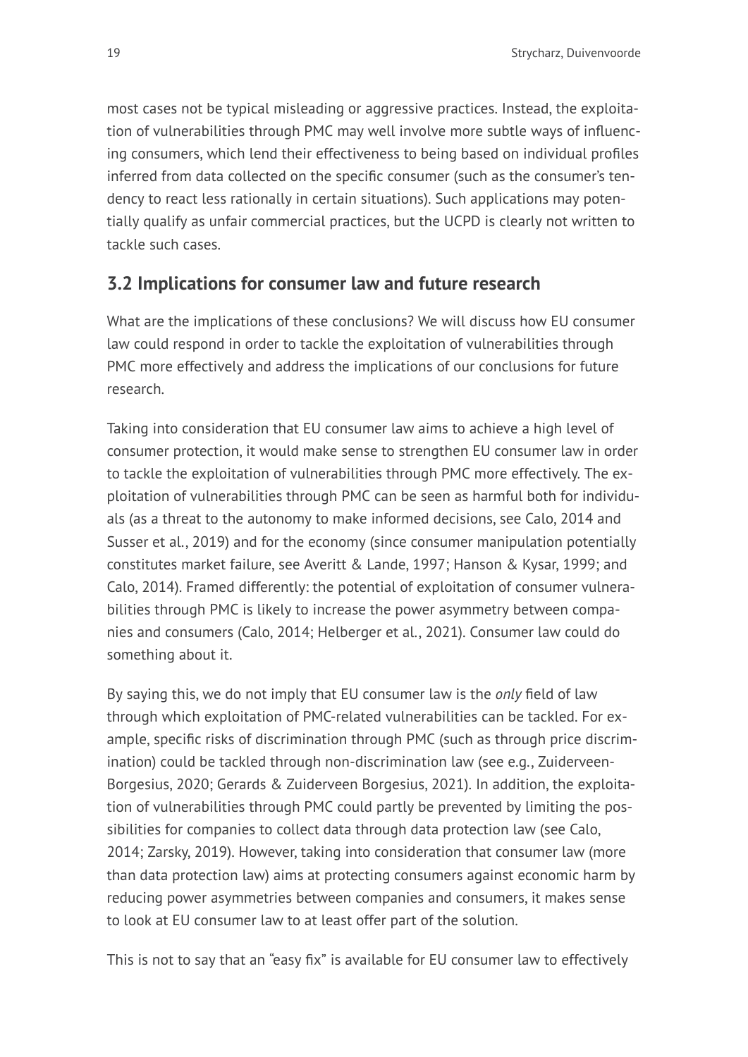most cases not be typical misleading or aggressive practices. Instead, the exploitation of vulnerabilities through PMC may well involve more subtle ways of influencing consumers, which lend their effectiveness to being based on individual profiles inferred from data collected on the specific consumer (such as the consumer's tendency to react less rationally in certain situations). Such applications may potentially qualify as unfair commercial practices, but the UCPD is clearly not written to tackle such cases.

## 3.2 Implications for consumer law and future research

What are the implications of these conclusions? We will discuss how EU consumer law could respond in order to tackle the exploitation of vulnerabilities through PMC more effectively and address the implications of our conclusions for future research.

Taking into consideration that EU consumer law aims to achieve a high level of consumer protection, it would make sense to strengthen EU consumer law in order to tackle the exploitation of vulnerabilities through PMC more effectively. The exploitation of vulnerabilities through PMC can be seen as harmful both for individuals (as a threat to the autonomy to make informed decisions, see Calo, 2014 and Susser et al., 2019) and for the economy (since consumer manipulation potentially constitutes market failure, see Averitt & Lande, 1997; Hanson & Kysar, 1999; and Calo, 2014). Framed differently: the potential of exploitation of consumer vulnerabilities through PMC is likely to increase the power asymmetry between companies and consumers (Calo, 2014; Helberger et al., 2021). Consumer law could do something about it.

By saying this, we do not imply that EU consumer law is the *only* field of law through which exploitation of PMC-related vulnerabilities can be tackled. For example, specific risks of discrimination through PMC (such as through price discrimination) could be tackled through non-discrimination law (see e.g., Zuiderveen-Borgesius, 2020; Gerards & Zuiderveen Borgesius, 2021). In addition, the exploitation of vulnerabilities through PMC could partly be prevented by limiting the possibilities for companies to collect data through data protection law (see Calo, 2014; Zarsky, 2019). However, taking into consideration that consumer law (more than data protection law) aims at protecting consumers against economic harm by reducing power asymmetries between companies and consumers, it makes sense to look at EU consumer law to at least offer part of the solution.

This is not to say that an "easy fix" is available for EU consumer law to effectively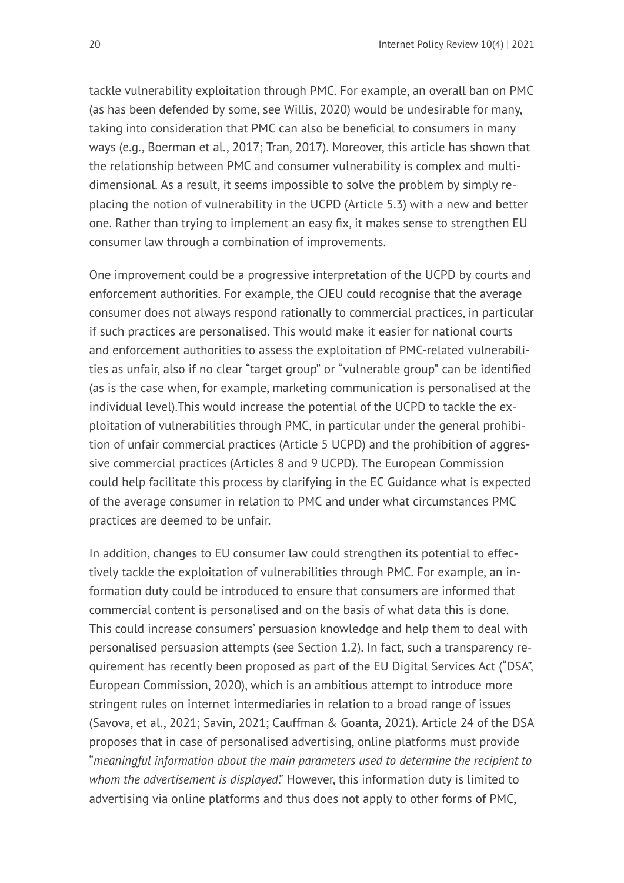tackle vulnerability exploitation through PMC. For example, an overall ban on PMC (as has been defended by some, see Willis, 2020) would be undesirable for many, taking into consideration that PMC can also be beneficial to consumers in many ways (e.g., Boerman et al., 2017; Tran, 2017). Moreover, this article has shown that the relationship between PMC and consumer vulnerability is complex and multi-dimensional. As a result, it seems impossible to solve the problem by simply replacing the notion of vulnerability in the UCPD (Article 5.3) with a new and better one. Rather than trying to implement an easy fix, it makes sense to strengthen EU consumer law through a combination of improvements.

One improvement could be a progressive interpretation of the UCPD by courts and enforcement authorities. For example, the CJEU could recognise that the average consumer does not always respond rationally to commercial practices, in particular if such practices are personalised. This would make it easier for national courts and enforcement authorities to assess the exploitation of PMC-related vulnerabilities as unfair, also if no clear "target group" or "vulnerable group" can be identified (as is the case when, for example, marketing communication is personalised at the individual level).This would increase the potential of the UCPD to tackle the exploitation of vulnerabilities through PMC, in particular under the general prohibition of unfair commercial practices (Article 5 UCPD) and the prohibition of aggressive commercial practices (Articles 8 and 9 UCPD). The European Commission could help facilitate this process by clarifying in the EC Guidance what is expected of the average consumer in relation to PMC and under what circumstances PMC practices are deemed to be unfair.

In addition, changes to EU consumer law could strengthen its potential to effectively tackle the exploitation of vulnerabilities through PMC. For example, an information duty could be introduced to ensure that consumers are informed that commercial content is personalised and on the basis of what data this is done. This could increase consumers' persuasion knowledge and help them to deal with personalised persuasion attempts (see Section 1.2). In fact, such a transparency requirement has recently been proposed as part of the EU Digital Services Act ("DSA", European Commission, 2020), which is an ambitious attempt to introduce more stringent rules on internet intermediaries in relation to a broad range of issues (Savova, et al., 2021; Savin, 2021; Cauffman & Goanta, 2021). Article 24 of the DSA proposes that in case of personalised advertising, online platforms must provide "*meaningful information about the main parameters used to determine the recipient to whom the advertisement is displayed*." However, this information duty is limited to advertising via online platforms and thus does not apply to other forms of PMC,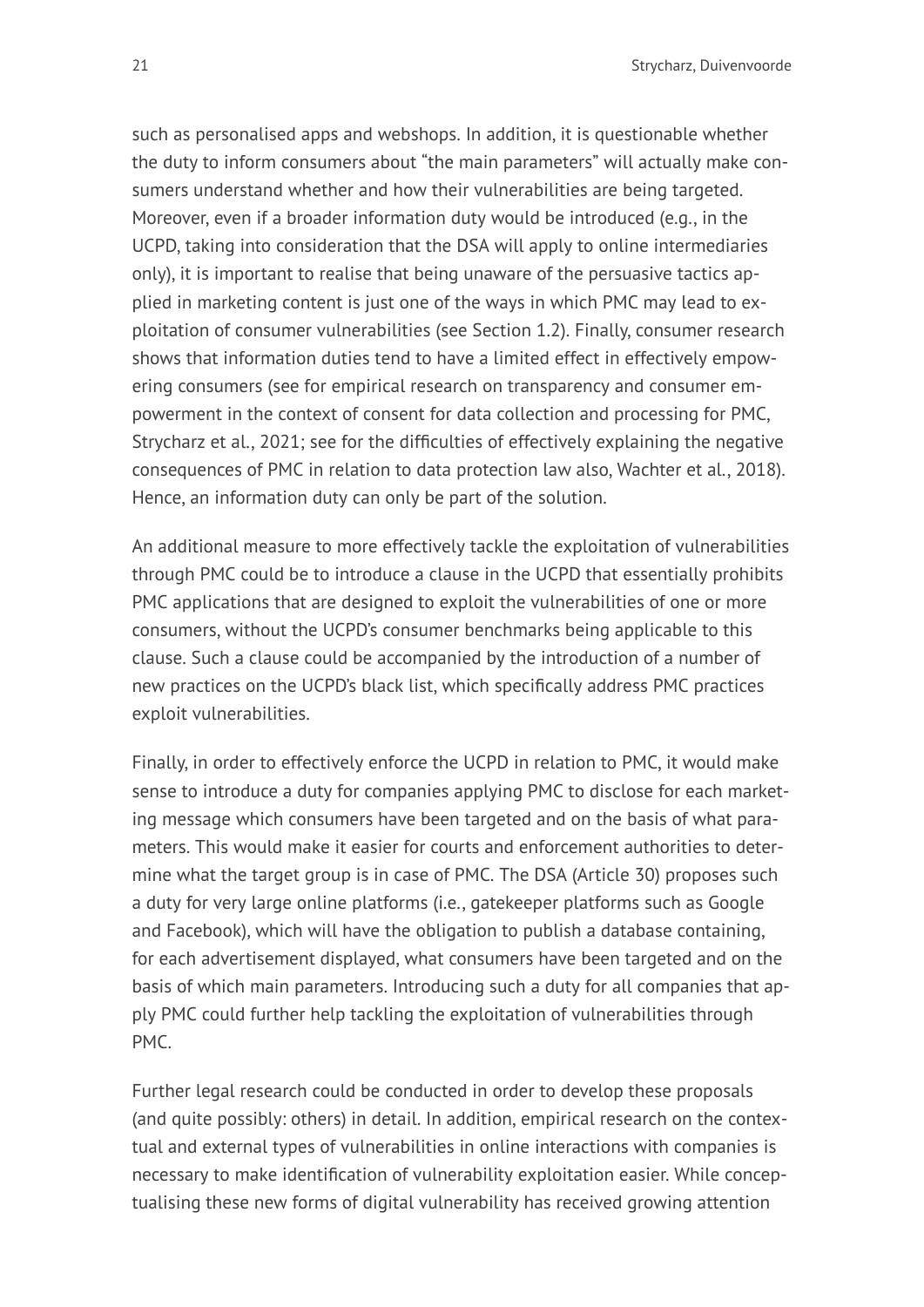such as personalised apps and webshops. In addition, it is questionable whether the duty to inform consumers about "the main parameters" will actually make consumers understand whether and how their vulnerabilities are being targeted. Moreover, even if a broader information duty would be introduced (e.g., in the UCPD, taking into consideration that the DSA will apply to online intermediaries only), it is important to realise that being unaware of the persuasive tactics applied in marketing content is just one of the ways in which PMC may lead to exploitation of consumer vulnerabilities (see Section 1.2). Finally, consumer research shows that information duties tend to have a limited effect in effectively empowering consumers (see for empirical research on transparency and consumer empowerment in the context of consent for data collection and processing for PMC, Strycharz et al., 2021; see for the difficulties of effectively explaining the negative consequences of PMC in relation to data protection law also, Wachter et al., 2018). Hence, an information duty can only be part of the solution.

An additional measure to more effectively tackle the exploitation of vulnerabilities through PMC could be to introduce a clause in the UCPD that essentially prohibits PMC applications that are designed to exploit the vulnerabilities of one or more consumers, without the UCPD's consumer benchmarks being applicable to this clause. Such a clause could be accompanied by the introduction of a number of new practices on the UCPD's black list, which specifically address PMC practices exploit vulnerabilities.

Finally, in order to effectively enforce the UCPD in relation to PMC, it would make sense to introduce a duty for companies applying PMC to disclose for each marketing message which consumers have been targeted and on the basis of what parameters. This would make it easier for courts and enforcement authorities to determine what the target group is in case of PMC. The DSA (Article 30) proposes such a duty for very large online platforms (i.e., gatekeeper platforms such as Google and Facebook), which will have the obligation to publish a database containing, for each advertisement displayed, what consumers have been targeted and on the basis of which main parameters. Introducing such a duty for all companies that apply PMC could further help tackling the exploitation of vulnerabilities through PMC.

Further legal research could be conducted in order to develop these proposals (and quite possibly: others) in detail. In addition, empirical research on the contextual and external types of vulnerabilities in online interactions with companies is necessary to make identification of vulnerability exploitation easier. While conceptualising these new forms of digital vulnerability has received growing attention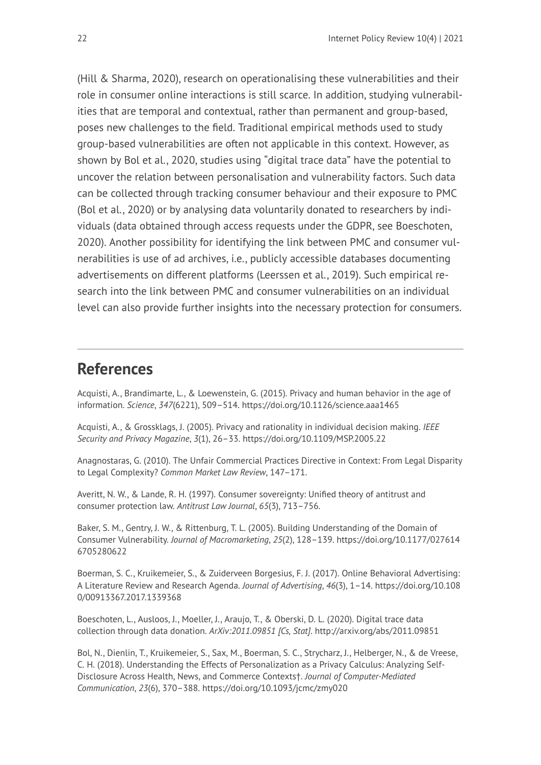(Hill & Sharma, 2020), research on operationalising these vulnerabilities and their role in consumer online interactions is still scarce. In addition, studying vulnerabilities that are temporal and contextual, rather than permanent and group-based, poses new challenges to the field. Traditional empirical methods used to study group-based vulnerabilities are often not applicable in this context. However, as shown by Bol et al., 2020, studies using "digital trace data" have the potential to uncover the relation between personalisation and vulnerability factors. Such data can be collected through tracking consumer behaviour and their exposure to PMC (Bol et al., 2020) or by analysing data voluntarily donated to researchers by individuals (data obtained through access requests under the GDPR, see Boeschoten, 2020). Another possibility for identifying the link between PMC and consumer vulnerabilities is use of ad archives, i.e., publicly accessible databases documenting advertisements on different platforms (Leerssen et al., 2019). Such empirical research into the link between PMC and consumer vulnerabilities on an individual level can also provide further insights into the necessary protection for consumers.

## References

Acquisti, A., Brandimarte, L., & Loewenstein, G. (2015). Privacy and human behavior in the age of information. *Science*, *347*(6221), 509–514. https://doi.org/10.1126/science.aaa1465

Acquisti, A., & Grossklags, J. (2005). Privacy and rationality in individual decision making. *IEEE Security and Privacy Magazine*, *3*(1), 26–33. https://doi.org/10.1109/MSP.2005.22

Anagnostaras, G. (2010). The Unfair Commercial Practices Directive in Context: From Legal Disparity to Legal Complexity? *Common Market Law Review*, 147–171.

Averitt, N. W., & Lande, R. H. (1997). Consumer sovereignty: Unified theory of antitrust and consumer protection law. *Antitrust Law Journal*, *65*(3), 713–756.

Baker, S. M., Gentry, J. W., & Rittenburg, T. L. (2005). Building Understanding of the Domain of Consumer Vulnerability. *Journal of Macromarketing*, *25*(2), 128–139. https://doi.org/10.1177/0276146705280622

Boerman, S. C., Kruikemeier, S., & Zuiderveen Borgesius, F. J. (2017). Online Behavioral Advertising: A Literature Review and Research Agenda. *Journal of Advertising*, *46*(3), 1–14. https://doi.org/10.1080/00913367.2017.1339368

Boeschoten, L., Ausloos, J., Moeller, J., Araujo, T., & Oberski, D. L. (2020). Digital trace data collection through data donation. *ArXiv:2011.09851 [Cs, Stat]*. http://arxiv.org/abs/2011.09851

Bol, N., Dienlin, T., Kruikemeier, S., Sax, M., Boerman, S. C., Strycharz, J., Helberger, N., & de Vreese, C. H. (2018). Understanding the Effects of Personalization as a Privacy Calculus: Analyzing Self-Disclosure Across Health, News, and Commerce Contexts†. *Journal of Computer-Mediated Communication*, *23*(6), 370–388. https://doi.org/10.1093/jcmc/zmy020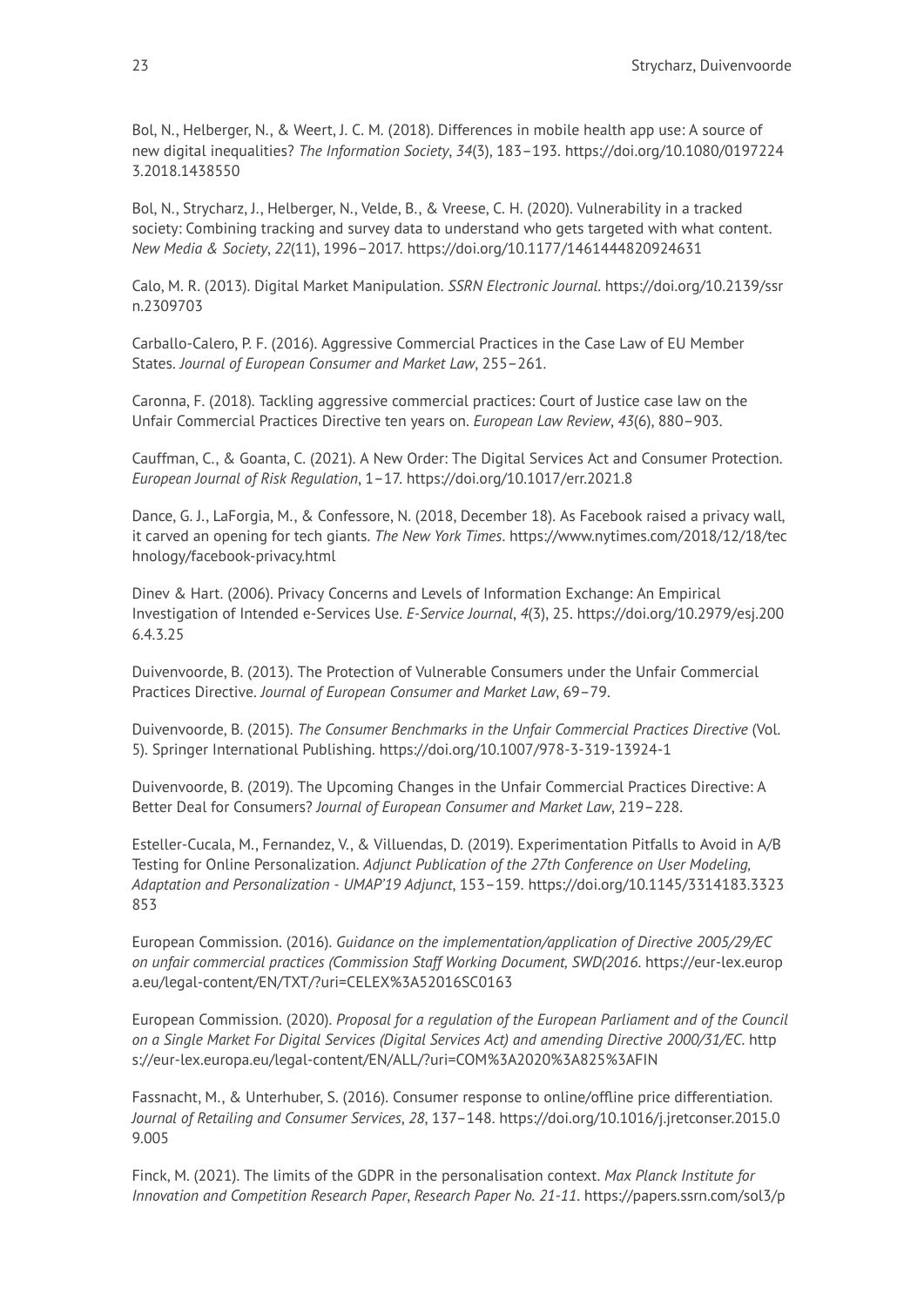Bol, N., Helberger, N., & Weert, J. C. M. (2018). Differences in mobile health app use: A source of new digital inequalities? *The Information Society*, *34*(3), 183–193. https://doi.org/10.1080/01972243.2018.1438550

Bol, N., Strycharz, J., Helberger, N., Velde, B., & Vreese, C. H. (2020). Vulnerability in a tracked society: Combining tracking and survey data to understand who gets targeted with what content. *New Media & Society*, *22*(11), 1996–2017. https://doi.org/10.1177/1461444820924631

Calo, M. R. (2013). Digital Market Manipulation. *SSRN Electronic Journal*. https://doi.org/10.2139/ssrn.2309703

Carballo-Calero, P. F. (2016). Aggressive Commercial Practices in the Case Law of EU Member States. *Journal of European Consumer and Market Law*, 255–261.

Caronna, F. (2018). Tackling aggressive commercial practices: Court of Justice case law on the Unfair Commercial Practices Directive ten years on. *European Law Review*, *43*(6), 880–903.

Cauffman, C., & Goanta, C. (2021). A New Order: The Digital Services Act and Consumer Protection. *European Journal of Risk Regulation*, 1–17. https://doi.org/10.1017/err.2021.8

Dance, G. J., LaForgia, M., & Confessore, N. (2018, December 18). As Facebook raised a privacy wall, it carved an opening for tech giants. *The New York Times*. https://www.nytimes.com/2018/12/18/technology/facebook-privacy.html

Dinev & Hart. (2006). Privacy Concerns and Levels of Information Exchange: An Empirical Investigation of Intended e-Services Use. *E-Service Journal*, *4*(3), 25. https://doi.org/10.2979/esj.2006.4.3.25

Duivenvoorde, B. (2013). The Protection of Vulnerable Consumers under the Unfair Commercial Practices Directive. *Journal of European Consumer and Market Law*, 69–79.

Duivenvoorde, B. (2015). *The Consumer Benchmarks in the Unfair Commercial Practices Directive* (Vol. 5). Springer International Publishing. https://doi.org/10.1007/978-3-319-13924-1

Duivenvoorde, B. (2019). The Upcoming Changes in the Unfair Commercial Practices Directive: A Better Deal for Consumers? *Journal of European Consumer and Market Law*, 219–228.

Esteller-Cucala, M., Fernandez, V., & Villuendas, D. (2019). Experimentation Pitfalls to Avoid in A/B Testing for Online Personalization. *Adjunct Publication of the 27th Conference on User Modeling, Adaptation and Personalization - UMAP'19 Adjunct*, 153–159. https://doi.org/10.1145/3314183.3323853

European Commission. (2016). *Guidance on the implementation/application of Directive 2005/29/EC on unfair commercial practices (Commission Staff Working Document, SWD(2016*. https://eur-lex.europa.eu/legal-content/EN/TXT/?uri=CELEX%3A52016SC0163

European Commission. (2020). *Proposal for a regulation of the European Parliament and of the Council on a Single Market For Digital Services (Digital Services Act) and amending Directive 2000/31/EC*. https://eur-lex.europa.eu/legal-content/EN/ALL/?uri=COM%3A2020%3A825%3AFIN

Fassnacht, M., & Unterhuber, S. (2016). Consumer response to online/offline price differentiation. *Journal of Retailing and Consumer Services*, *28*, 137–148. https://doi.org/10.1016/j.jretconser.2015.09.005

Finck, M. (2021). The limits of the GDPR in the personalisation context. *Max Planck Institute for Innovation and Competition Research Paper*, *Research Paper No. 21-11*. https://papers.ssrn.com/sol3/p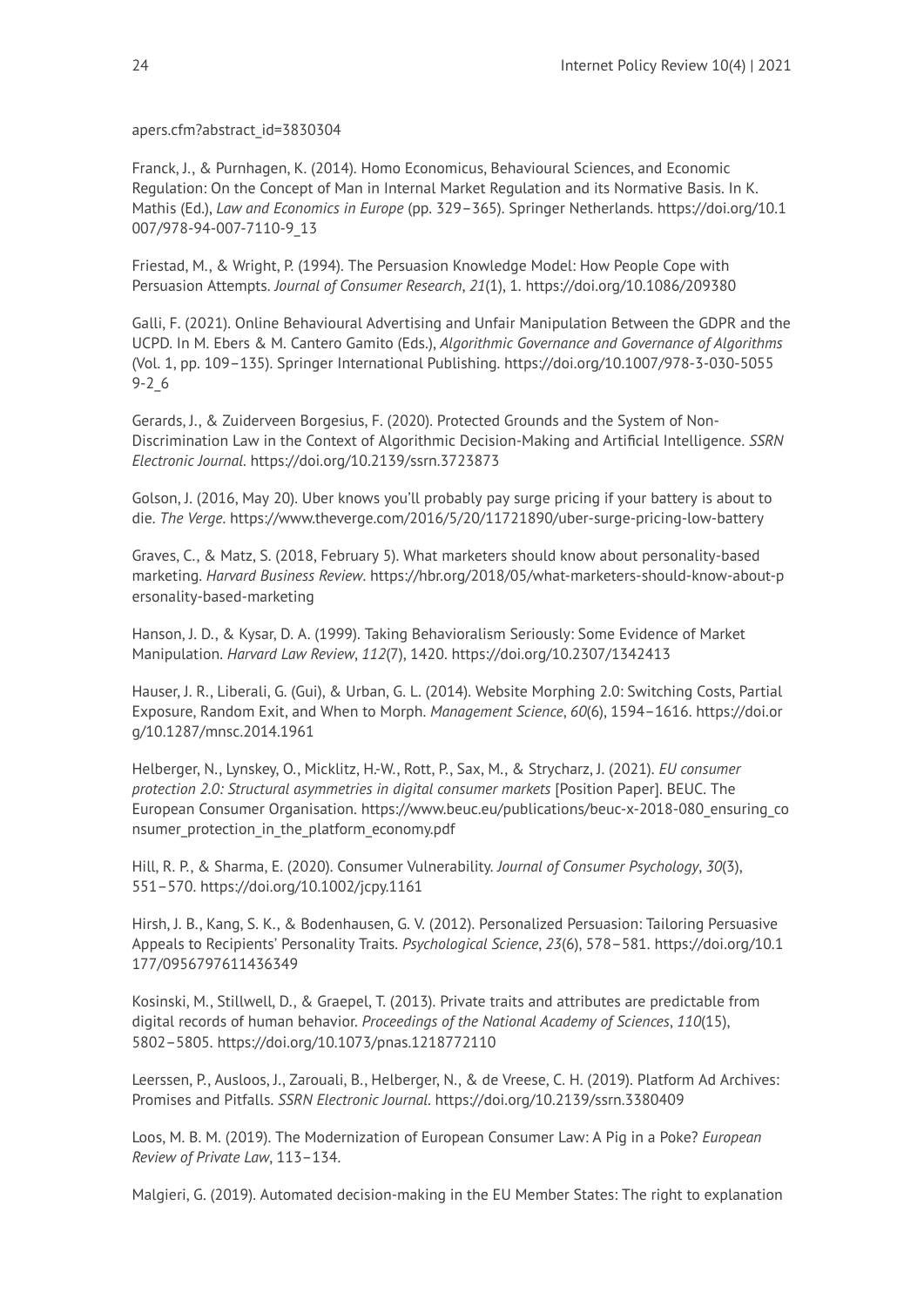apers.cfm?abstract_id=3830304

Franck, J., & Purnhagen, K. (2014). Homo Economicus, Behavioural Sciences, and Economic Regulation: On the Concept of Man in Internal Market Regulation and its Normative Basis. In K. Mathis (Ed.), *Law and Economics in Europe* (pp. 329–365). Springer Netherlands. https://doi.org/10.1007/978-94-007-7110-9_13

Friestad, M., & Wright, P. (1994). The Persuasion Knowledge Model: How People Cope with Persuasion Attempts. *Journal of Consumer Research*, *21*(1), 1. https://doi.org/10.1086/209380

Galli, F. (2021). Online Behavioural Advertising and Unfair Manipulation Between the GDPR and the UCPD. In M. Ebers & M. Cantero Gamito (Eds.), *Algorithmic Governance and Governance of Algorithms* (Vol. 1, pp. 109–135). Springer International Publishing. https://doi.org/10.1007/978-3-030-50559-2_6

Gerards, J., & Zuiderveen Borgesius, F. (2020). Protected Grounds and the System of Non-Discrimination Law in the Context of Algorithmic Decision-Making and Artificial Intelligence. *SSRN Electronic Journal*. https://doi.org/10.2139/ssrn.3723873

Golson, J. (2016, May 20). Uber knows you'll probably pay surge pricing if your battery is about to die. *The Verge*. https://www.theverge.com/2016/5/20/11721890/uber-surge-pricing-low-battery

Graves, C., & Matz, S. (2018, February 5). What marketers should know about personality-based marketing. *Harvard Business Review*. https://hbr.org/2018/05/what-marketers-should-know-about-personality-based-marketing

Hanson, J. D., & Kysar, D. A. (1999). Taking Behavioralism Seriously: Some Evidence of Market Manipulation. *Harvard Law Review*, *112*(7), 1420. https://doi.org/10.2307/1342413

Hauser, J. R., Liberali, G. (Gui), & Urban, G. L. (2014). Website Morphing 2.0: Switching Costs, Partial Exposure, Random Exit, and When to Morph. *Management Science*, *60*(6), 1594–1616. https://doi.org/10.1287/mnsc.2014.1961

Helberger, N., Lynskey, O., Micklitz, H.-W., Rott, P., Sax, M., & Strycharz, J. (2021). *EU consumer protection 2.0: Structural asymmetries in digital consumer markets* [Position Paper]. BEUC. The European Consumer Organisation. https://www.beuc.eu/publications/beuc-x-2018-080_ensuring_consumer_protection_in_the_platform_economy.pdf

Hill, R. P., & Sharma, E. (2020). Consumer Vulnerability. *Journal of Consumer Psychology*, *30*(3), 551–570. https://doi.org/10.1002/jcpy.1161

Hirsh, J. B., Kang, S. K., & Bodenhausen, G. V. (2012). Personalized Persuasion: Tailoring Persuasive Appeals to Recipients' Personality Traits. *Psychological Science*, *23*(6), 578–581. https://doi.org/10.1177/0956797611436349

Kosinski, M., Stillwell, D., & Graepel, T. (2013). Private traits and attributes are predictable from digital records of human behavior. *Proceedings of the National Academy of Sciences*, *110*(15), 5802–5805. https://doi.org/10.1073/pnas.1218772110

Leerssen, P., Ausloos, J., Zarouali, B., Helberger, N., & de Vreese, C. H. (2019). Platform Ad Archives: Promises and Pitfalls. *SSRN Electronic Journal*. https://doi.org/10.2139/ssrn.3380409

Loos, M. B. M. (2019). The Modernization of European Consumer Law: A Pig in a Poke? *European Review of Private Law*, 113–134.

Malgieri, G. (2019). Automated decision-making in the EU Member States: The right to explanation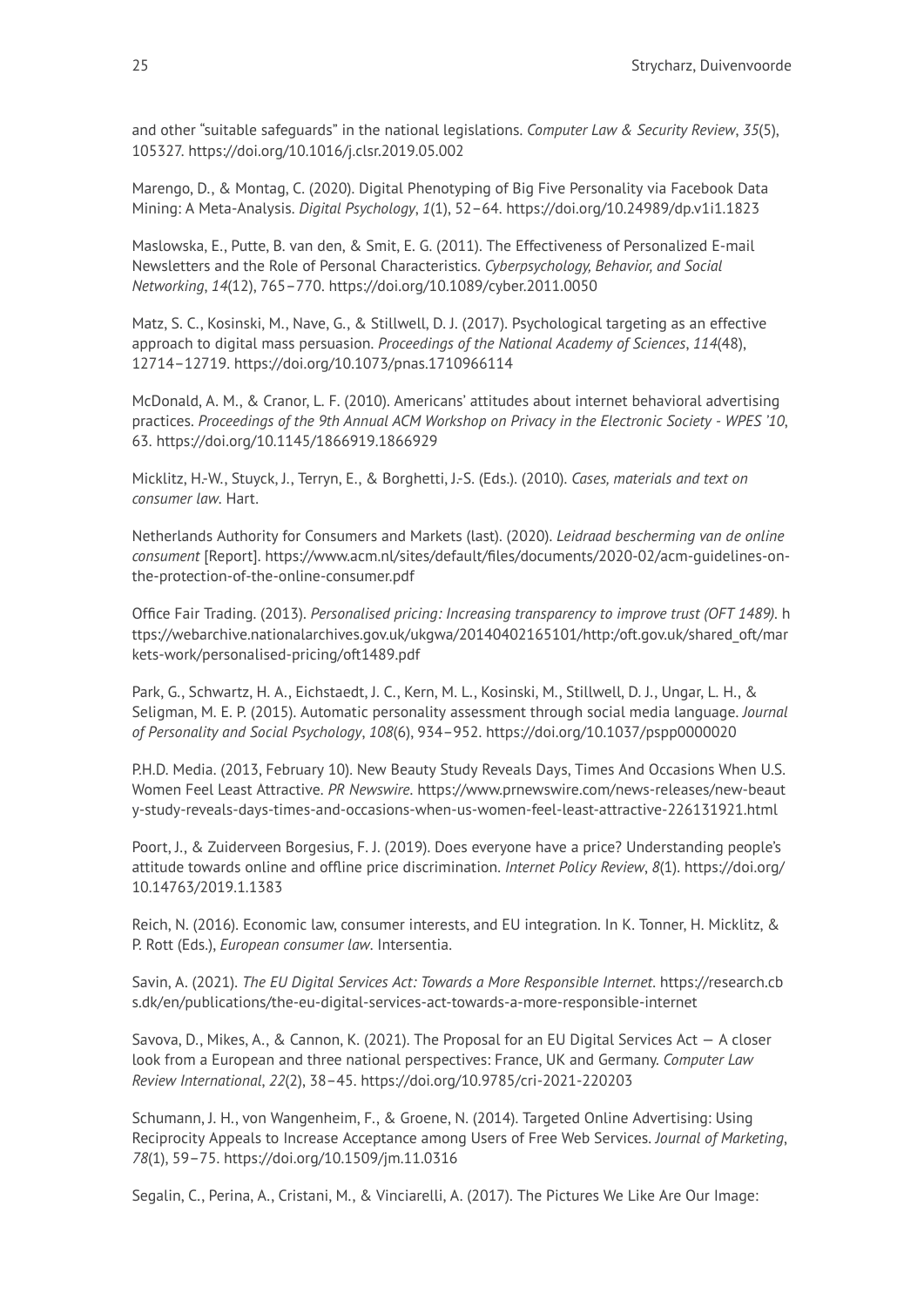and other "suitable safeguards" in the national legislations. *Computer Law & Security Review*, *35*(5), 105327. https://doi.org/10.1016/j.clsr.2019.05.002

Marengo, D., & Montag, C. (2020). Digital Phenotyping of Big Five Personality via Facebook Data Mining: A Meta-Analysis. *Digital Psychology*, *1*(1), 52–64. https://doi.org/10.24989/dp.v1i1.1823

Maslowska, E., Putte, B. van den, & Smit, E. G. (2011). The Effectiveness of Personalized E-mail Newsletters and the Role of Personal Characteristics. *Cyberpsychology, Behavior, and Social Networking*, *14*(12), 765–770. https://doi.org/10.1089/cyber.2011.0050

Matz, S. C., Kosinski, M., Nave, G., & Stillwell, D. J. (2017). Psychological targeting as an effective approach to digital mass persuasion. *Proceedings of the National Academy of Sciences*, *114*(48), 12714–12719. https://doi.org/10.1073/pnas.1710966114

McDonald, A. M., & Cranor, L. F. (2010). Americans' attitudes about internet behavioral advertising practices. *Proceedings of the 9th Annual ACM Workshop on Privacy in the Electronic Society - WPES '10*, 63. https://doi.org/10.1145/1866919.1866929

Micklitz, H.-W., Stuyck, J., Terryn, E., & Borghetti, J.-S. (Eds.). (2010). *Cases, materials and text on consumer law*. Hart.

Netherlands Authority for Consumers and Markets (last). (2020). *Leidraad bescherming van de online consument* [Report]. https://www.acm.nl/sites/default/files/documents/2020-02/acm-guidelines-on-the-protection-of-the-online-consumer.pdf

Office Fair Trading. (2013). *Personalised pricing: Increasing transparency to improve trust (OFT 1489)*. https://webarchive.nationalarchives.gov.uk/ukgwa/20140402165101/http:/oft.gov.uk/shared_oft/markets-work/personalised-pricing/oft1489.pdf

Park, G., Schwartz, H. A., Eichstaedt, J. C., Kern, M. L., Kosinski, M., Stillwell, D. J., Ungar, L. H., & Seligman, M. E. P. (2015). Automatic personality assessment through social media language. *Journal of Personality and Social Psychology*, *108*(6), 934–952. https://doi.org/10.1037/pspp0000020

P.H.D. Media. (2013, February 10). New Beauty Study Reveals Days, Times And Occasions When U.S. Women Feel Least Attractive. *PR Newswire*. https://www.prnewswire.com/news-releases/new-beauty-study-reveals-days-times-and-occasions-when-us-women-feel-least-attractive-226131921.html

Poort, J., & Zuiderveen Borgesius, F. J. (2019). Does everyone have a price? Understanding people's attitude towards online and offline price discrimination. *Internet Policy Review*, *8*(1). https://doi.org/10.14763/2019.1.1383

Reich, N. (2016). Economic law, consumer interests, and EU integration. In K. Tonner, H. Micklitz, & P. Rott (Eds.), *European consumer law*. Intersentia.

Savin, A. (2021). *The EU Digital Services Act: Towards a More Responsible Internet*. https://research.cbs.dk/en/publications/the-eu-digital-services-act-towards-a-more-responsible-internet

Savova, D., Mikes, A., & Cannon, K. (2021). The Proposal for an EU Digital Services Act — A closer look from a European and three national perspectives: France, UK and Germany. *Computer Law Review International*, *22*(2), 38–45. https://doi.org/10.9785/cri-2021-220203

Schumann, J. H., von Wangenheim, F., & Groene, N. (2014). Targeted Online Advertising: Using Reciprocity Appeals to Increase Acceptance among Users of Free Web Services. *Journal of Marketing*, *78*(1), 59–75. https://doi.org/10.1509/jm.11.0316

Segalin, C., Perina, A., Cristani, M., & Vinciarelli, A. (2017). The Pictures We Like Are Our Image: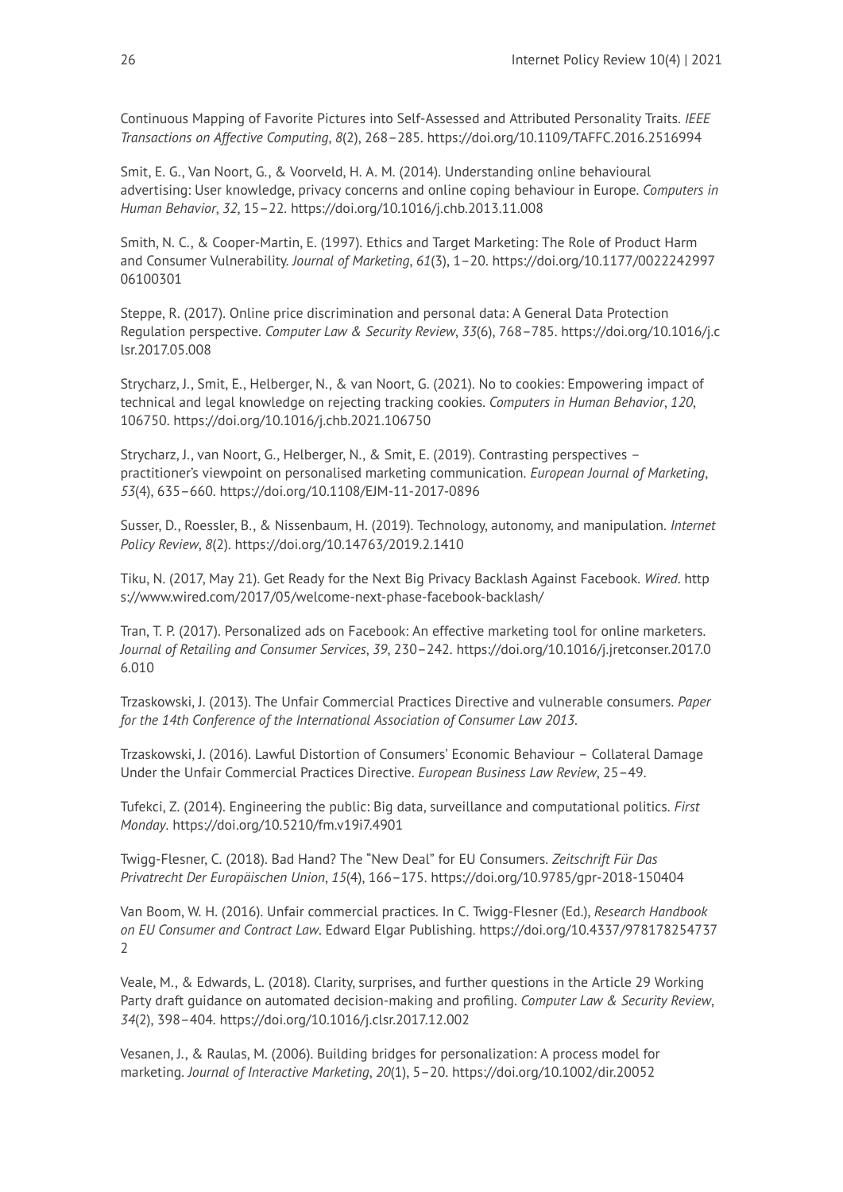Continuous Mapping of Favorite Pictures into Self-Assessed and Attributed Personality Traits. *IEEE Transactions on Affective Computing*, *8*(2), 268–285. https://doi.org/10.1109/TAFFC.2016.2516994

Smit, E. G., Van Noort, G., & Voorveld, H. A. M. (2014). Understanding online behavioural advertising: User knowledge, privacy concerns and online coping behaviour in Europe. *Computers in Human Behavior*, *32*, 15–22. https://doi.org/10.1016/j.chb.2013.11.008

Smith, N. C., & Cooper-Martin, E. (1997). Ethics and Target Marketing: The Role of Product Harm and Consumer Vulnerability. *Journal of Marketing*, *61*(3), 1–20. https://doi.org/10.1177/002224299706100301

Steppe, R. (2017). Online price discrimination and personal data: A General Data Protection Regulation perspective. *Computer Law & Security Review*, *33*(6), 768–785. https://doi.org/10.1016/j.clsr.2017.05.008

Strycharz, J., Smit, E., Helberger, N., & van Noort, G. (2021). No to cookies: Empowering impact of technical and legal knowledge on rejecting tracking cookies. *Computers in Human Behavior*, *120*, 106750. https://doi.org/10.1016/j.chb.2021.106750

Strycharz, J., van Noort, G., Helberger, N., & Smit, E. (2019). Contrasting perspectives – practitioner's viewpoint on personalised marketing communication. *European Journal of Marketing*, *53*(4), 635–660. https://doi.org/10.1108/EJM-11-2017-0896

Susser, D., Roessler, B., & Nissenbaum, H. (2019). Technology, autonomy, and manipulation. *Internet Policy Review*, *8*(2). https://doi.org/10.14763/2019.2.1410

Tiku, N. (2017, May 21). Get Ready for the Next Big Privacy Backlash Against Facebook. *Wired*. https://www.wired.com/2017/05/welcome-next-phase-facebook-backlash/

Tran, T. P. (2017). Personalized ads on Facebook: An effective marketing tool for online marketers. *Journal of Retailing and Consumer Services*, *39*, 230–242. https://doi.org/10.1016/j.jretconser.2017.06.010

Trzaskowski, J. (2013). The Unfair Commercial Practices Directive and vulnerable consumers. *Paper for the 14th Conference of the International Association of Consumer Law 2013*.

Trzaskowski, J. (2016). Lawful Distortion of Consumers' Economic Behaviour – Collateral Damage Under the Unfair Commercial Practices Directive. *European Business Law Review*, 25–49.

Tufekci, Z. (2014). Engineering the public: Big data, surveillance and computational politics. *First Monday*. https://doi.org/10.5210/fm.v19i7.4901

Twigg-Flesner, C. (2018). Bad Hand? The "New Deal" for EU Consumers. *Zeitschrift Für Das Privatrecht Der Europäischen Union*, *15*(4), 166–175. https://doi.org/10.9785/gpr-2018-150404

Van Boom, W. H. (2016). Unfair commercial practices. In C. Twigg-Flesner (Ed.), *Research Handbook on EU Consumer and Contract Law*. Edward Elgar Publishing. https://doi.org/10.4337/9781782547372

Veale, M., & Edwards, L. (2018). Clarity, surprises, and further questions in the Article 29 Working Party draft guidance on automated decision-making and profiling. *Computer Law & Security Review*, *34*(2), 398–404. https://doi.org/10.1016/j.clsr.2017.12.002

Vesanen, J., & Raulas, M. (2006). Building bridges for personalization: A process model for marketing. *Journal of Interactive Marketing*, *20*(1), 5–20. https://doi.org/10.1002/dir.20052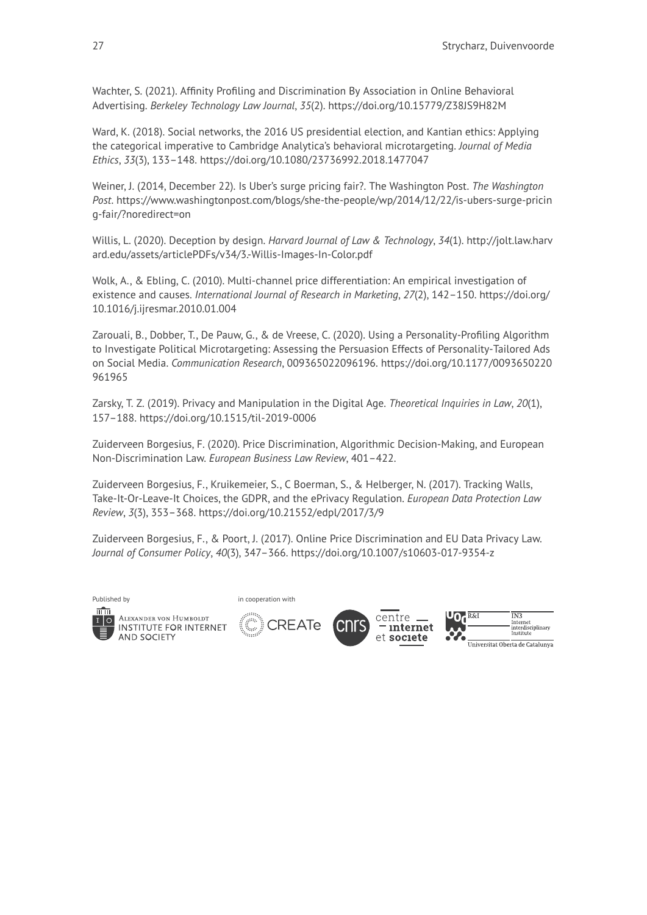Wachter, S. (2021). Affinity Profiling and Discrimination By Association in Online Behavioral Advertising. *Berkeley Technology Law Journal*, *35*(2). https://doi.org/10.15779/Z38JS9H82M

Ward, K. (2018). Social networks, the 2016 US presidential election, and Kantian ethics: Applying the categorical imperative to Cambridge Analytica's behavioral microtargeting. *Journal of Media Ethics*, *33*(3), 133–148. https://doi.org/10.1080/23736992.2018.1477047

Weiner, J. (2014, December 22). Is Uber's surge pricing fair?. The Washington Post. *The Washington Post*. https://www.washingtonpost.com/blogs/she-the-people/wp/2014/12/22/is-ubers-surge-pricing-fair/?noredirect=on

Willis, L. (2020). Deception by design. *Harvard Journal of Law & Technology*, *34*(1). http://jolt.law.harvard.edu/assets/articlePDFs/v34/3.-Willis-Images-In-Color.pdf

Wolk, A., & Ebling, C. (2010). Multi-channel price differentiation: An empirical investigation of existence and causes. *International Journal of Research in Marketing*, *27*(2), 142–150. https://doi.org/10.1016/j.ijresmar.2010.01.004

Zarouali, B., Dobber, T., De Pauw, G., & de Vreese, C. (2020). Using a Personality-Profiling Algorithm to Investigate Political Microtargeting: Assessing the Persuasion Effects of Personality-Tailored Ads on Social Media. *Communication Research*, 009365022096196. https://doi.org/10.1177/0093650220961965

Zarsky, T. Z. (2019). Privacy and Manipulation in the Digital Age. *Theoretical Inquiries in Law*, *20*(1), 157–188. https://doi.org/10.1515/til-2019-0006

Zuiderveen Borgesius, F. (2020). Price Discrimination, Algorithmic Decision-Making, and European Non-Discrimination Law. *European Business Law Review*, 401–422.

Zuiderveen Borgesius, F., Kruikemeier, S., C Boerman, S., & Helberger, N. (2017). Tracking Walls, Take-It-Or-Leave-It Choices, the GDPR, and the ePrivacy Regulation. *European Data Protection Law Review*, *3*(3), 353–368. https://doi.org/10.21552/edpl/2017/3/9

Zuiderveen Borgesius, F., & Poort, J. (2017). Online Price Discrimination and EU Data Privacy Law. *Journal of Consumer Policy*, *40*(3), 347–366. https://doi.org/10.1007/s10603-017-9354-z

Published by

Alexander von Humboldt Institute for Internet and Society

in cooperation with

CREATe

cnrs

centre internet et société

UOC R&I IN3 Internet Interdisciplinary Institute

Universitat Oberta de Catalunya